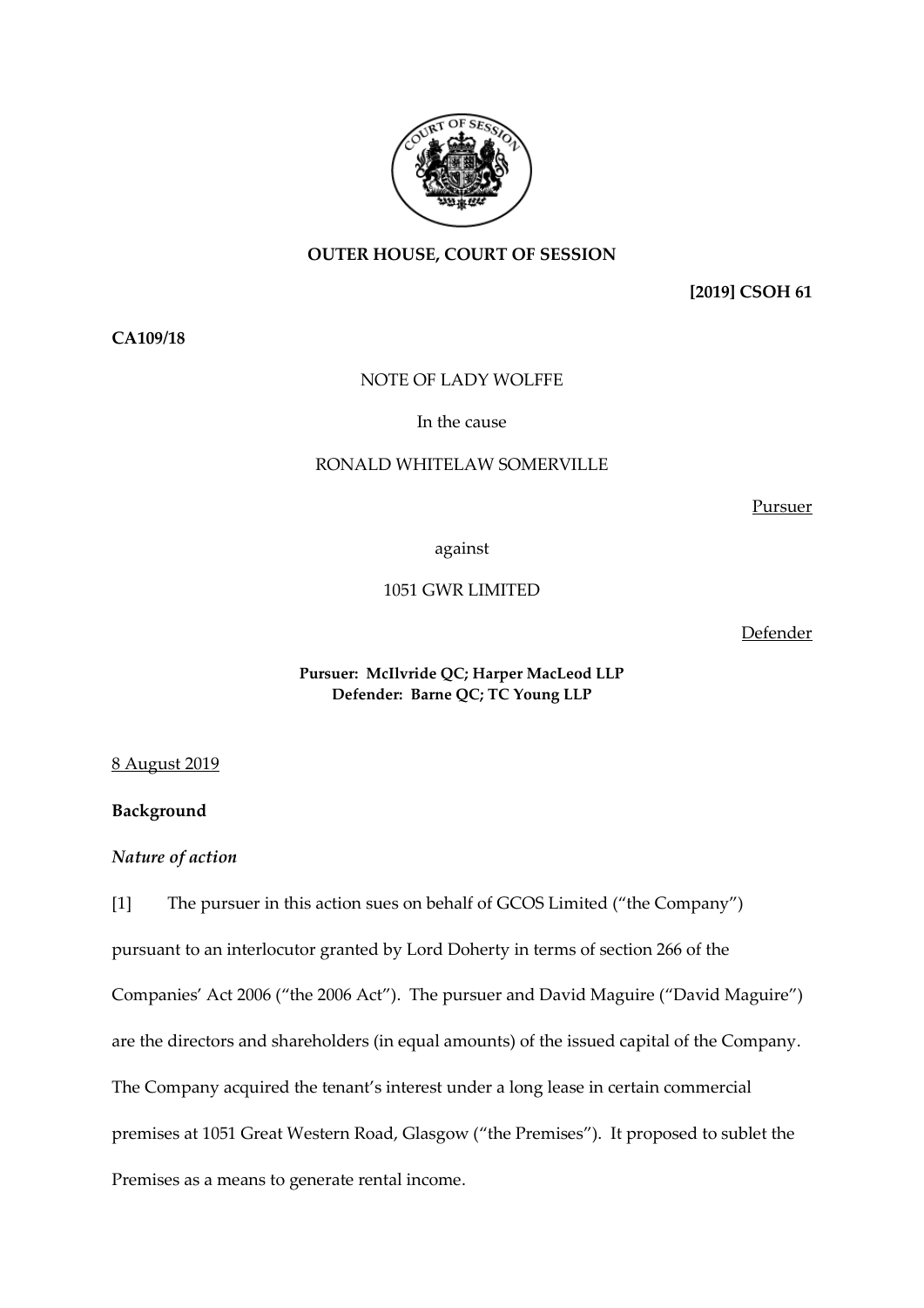**OUTER HOUSE, COURT OF SESSION**

**[2019] CSOH 61**

**CA109/18**

NOTE OF LADY WOLFFE

In the cause

RONALD WHITELAW SOMERVILLE

Pursuer

against

1051 GWR LIMITED

Defender

**Pursuer: McIlvride QC; Harper MacLeod LLP**
**Defender: Barne QC; TC Young LLP**

8 August 2019

## Background

### *Nature of action*

[1] The pursuer in this action sues on behalf of GCOS Limited ("the Company") pursuant to an interlocutor granted by Lord Doherty in terms of section 266 of the Companies' Act 2006 ("the 2006 Act"). The pursuer and David Maguire ("David Maguire") are the directors and shareholders (in equal amounts) of the issued capital of the Company. The Company acquired the tenant's interest under a long lease in certain commercial premises at 1051 Great Western Road, Glasgow ("the Premises"). It proposed to sublet the Premises as a means to generate rental income.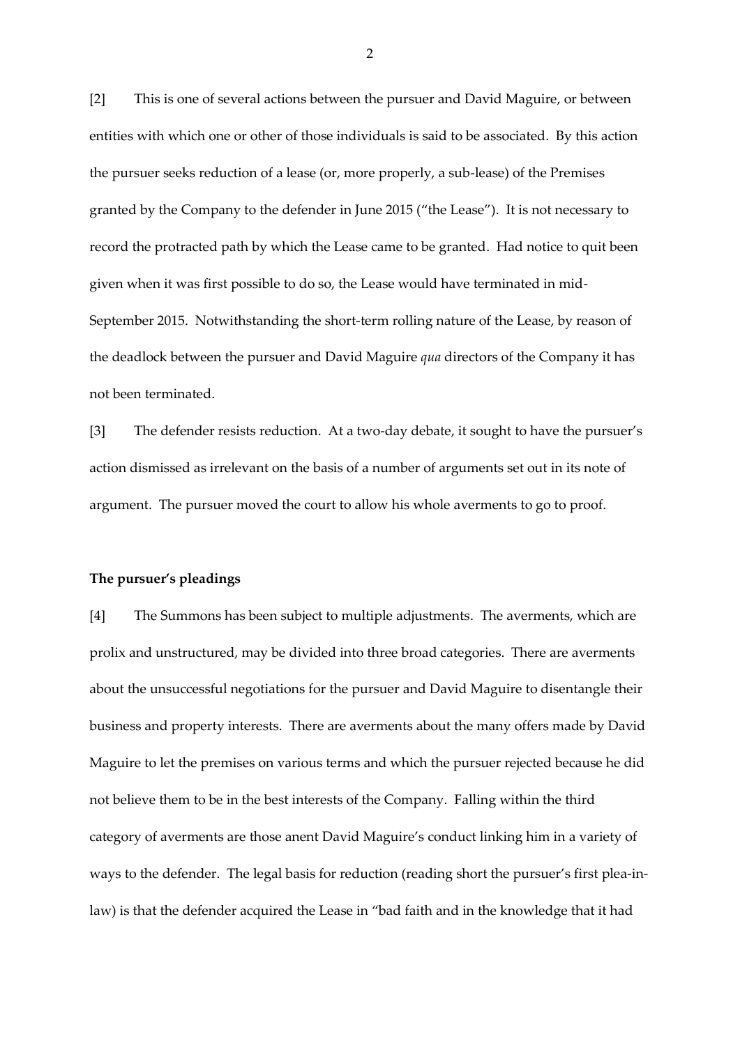[2] This is one of several actions between the pursuer and David Maguire, or between entities with which one or other of those individuals is said to be associated. By this action the pursuer seeks reduction of a lease (or, more properly, a sub-lease) of the Premises granted by the Company to the defender in June 2015 ("the Lease"). It is not necessary to record the protracted path by which the Lease came to be granted. Had notice to quit been given when it was first possible to do so, the Lease would have terminated in mid-September 2015. Notwithstanding the short-term rolling nature of the Lease, by reason of the deadlock between the pursuer and David Maguire *qua* directors of the Company it has not been terminated.

[3] The defender resists reduction. At a two-day debate, it sought to have the pursuer's action dismissed as irrelevant on the basis of a number of arguments set out in its note of argument. The pursuer moved the court to allow his whole averments to go to proof.

**The pursuer's pleadings**

[4] The Summons has been subject to multiple adjustments. The averments, which are prolix and unstructured, may be divided into three broad categories. There are averments about the unsuccessful negotiations for the pursuer and David Maguire to disentangle their business and property interests. There are averments about the many offers made by David Maguire to let the premises on various terms and which the pursuer rejected because he did not believe them to be in the best interests of the Company. Falling within the third category of averments are those anent David Maguire's conduct linking him in a variety of ways to the defender. The legal basis for reduction (reading short the pursuer's first plea-in-law) is that the defender acquired the Lease in "bad faith and in the knowledge that it had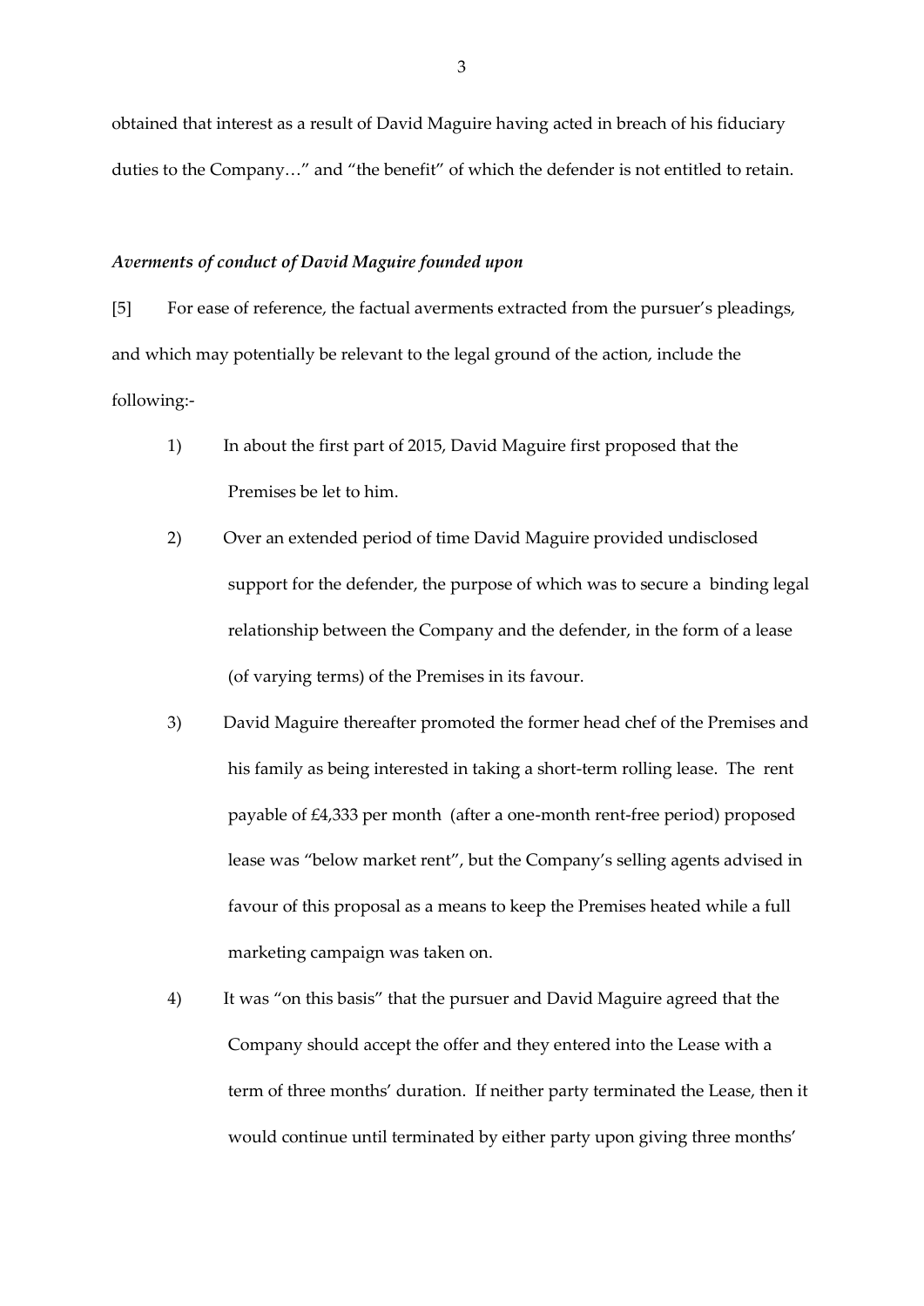obtained that interest as a result of David Maguire having acted in breach of his fiduciary duties to the Company…" and "the benefit" of which the defender is not entitled to retain.

### *Averments of conduct of David Maguire founded upon*

[5] For ease of reference, the factual averments extracted from the pursuer's pleadings, and which may potentially be relevant to the legal ground of the action, include the following:-

1) In about the first part of 2015, David Maguire first proposed that the Premises be let to him.

2) Over an extended period of time David Maguire provided undisclosed support for the defender, the purpose of which was to secure a binding legal relationship between the Company and the defender, in the form of a lease (of varying terms) of the Premises in its favour.

3) David Maguire thereafter promoted the former head chef of the Premises and his family as being interested in taking a short-term rolling lease. The rent payable of £4,333 per month (after a one-month rent-free period) proposed lease was "below market rent", but the Company's selling agents advised in favour of this proposal as a means to keep the Premises heated while a full marketing campaign was taken on.

4) It was "on this basis" that the pursuer and David Maguire agreed that the Company should accept the offer and they entered into the Lease with a term of three months' duration. If neither party terminated the Lease, then it would continue until terminated by either party upon giving three months'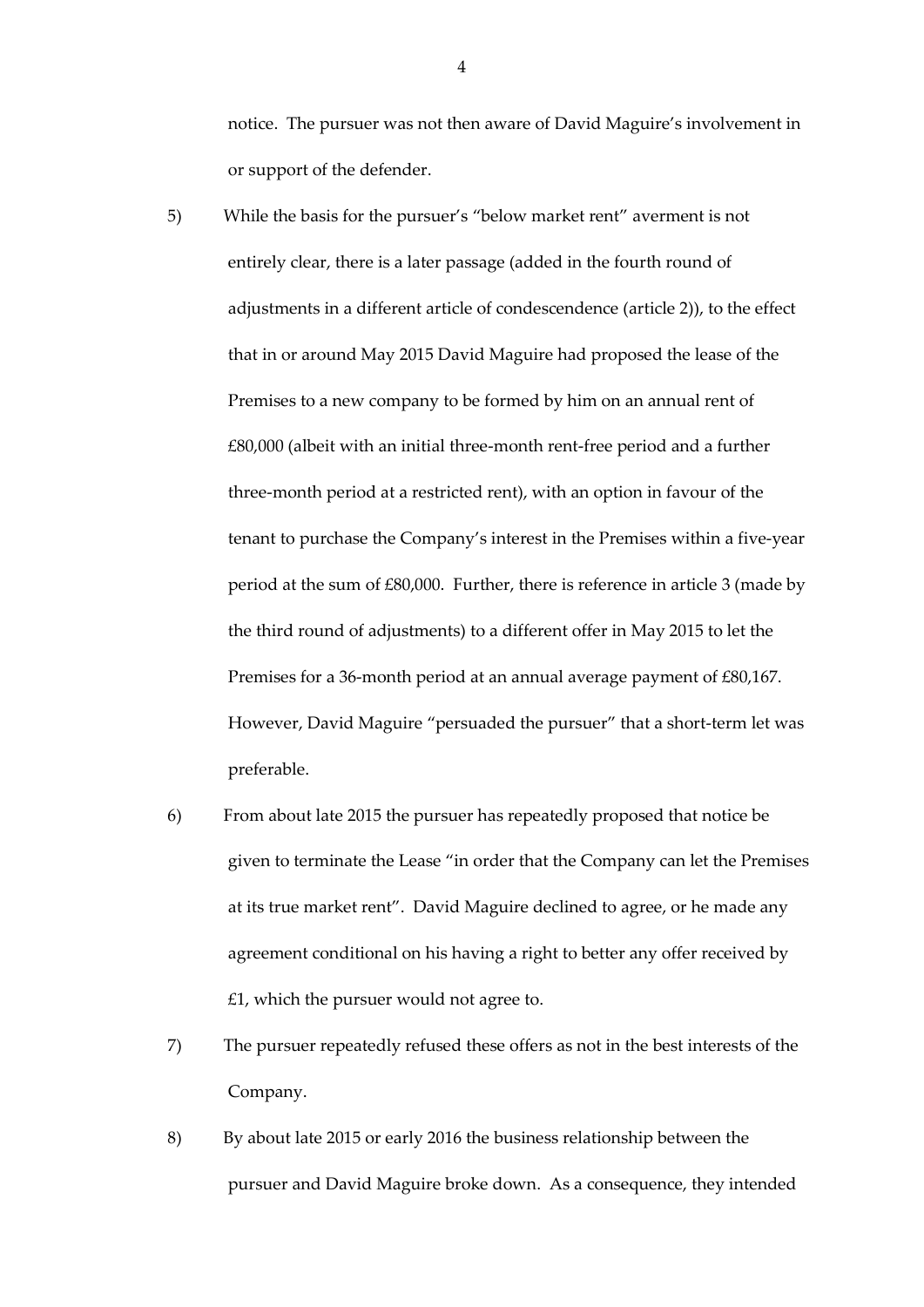notice. The pursuer was not then aware of David Maguire's involvement in or support of the defender.

5) While the basis for the pursuer's "below market rent" averment is not entirely clear, there is a later passage (added in the fourth round of adjustments in a different article of condescendence (article 2)), to the effect that in or around May 2015 David Maguire had proposed the lease of the Premises to a new company to be formed by him on an annual rent of £80,000 (albeit with an initial three-month rent-free period and a further three-month period at a restricted rent), with an option in favour of the tenant to purchase the Company's interest in the Premises within a five-year period at the sum of £80,000. Further, there is reference in article 3 (made by the third round of adjustments) to a different offer in May 2015 to let the Premises for a 36-month period at an annual average payment of £80,167. However, David Maguire "persuaded the pursuer" that a short-term let was preferable.

6) From about late 2015 the pursuer has repeatedly proposed that notice be given to terminate the Lease "in order that the Company can let the Premises at its true market rent". David Maguire declined to agree, or he made any agreement conditional on his having a right to better any offer received by £1, which the pursuer would not agree to.

7) The pursuer repeatedly refused these offers as not in the best interests of the Company.

8) By about late 2015 or early 2016 the business relationship between the pursuer and David Maguire broke down. As a consequence, they intended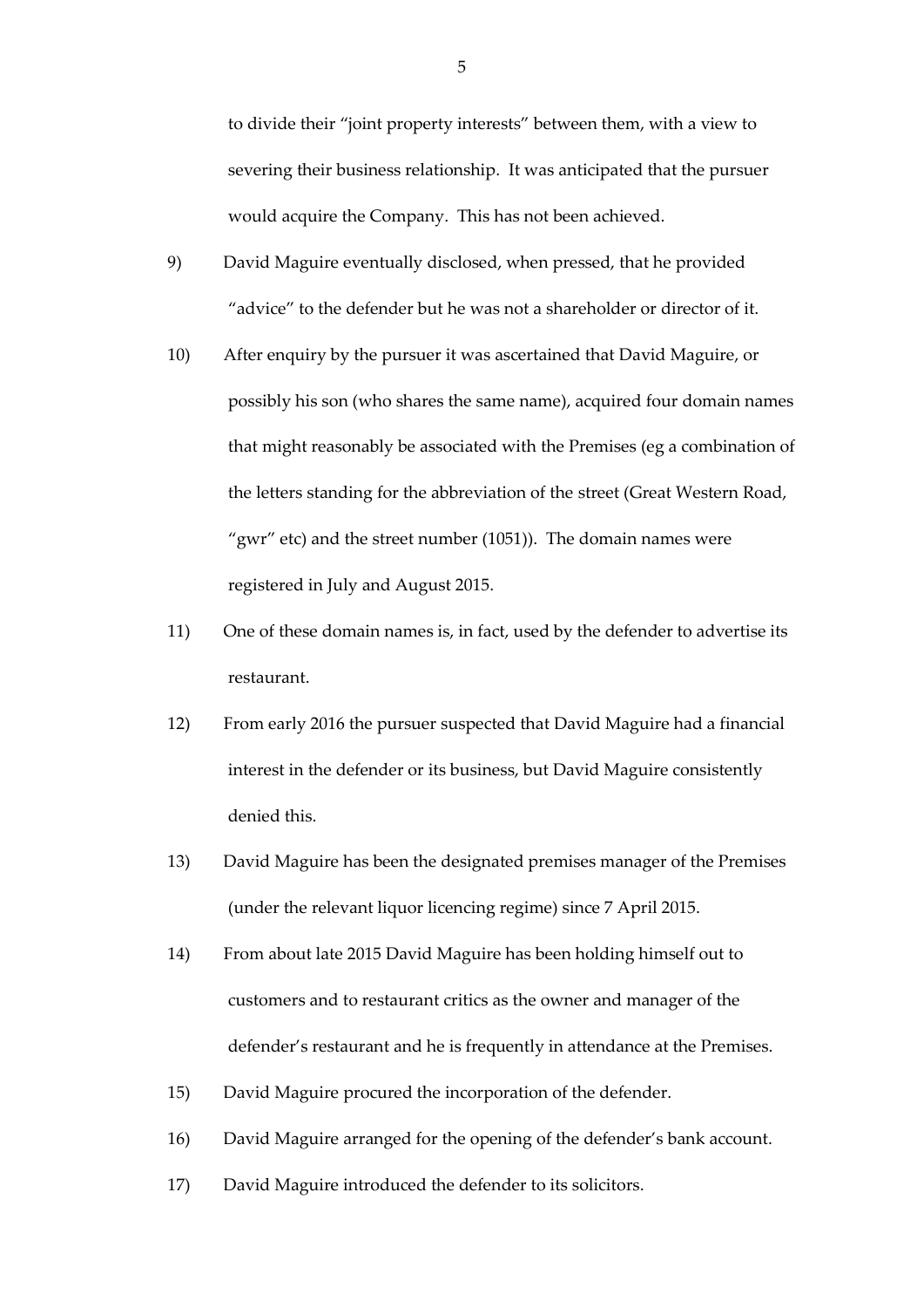to divide their "joint property interests" between them, with a view to severing their business relationship. It was anticipated that the pursuer would acquire the Company. This has not been achieved.

9) David Maguire eventually disclosed, when pressed, that he provided "advice" to the defender but he was not a shareholder or director of it.

10) After enquiry by the pursuer it was ascertained that David Maguire, or possibly his son (who shares the same name), acquired four domain names that might reasonably be associated with the Premises (eg a combination of the letters standing for the abbreviation of the street (Great Western Road, "gwr" etc) and the street number (1051)). The domain names were registered in July and August 2015.

11) One of these domain names is, in fact, used by the defender to advertise its restaurant.

12) From early 2016 the pursuer suspected that David Maguire had a financial interest in the defender or its business, but David Maguire consistently denied this.

13) David Maguire has been the designated premises manager of the Premises (under the relevant liquor licencing regime) since 7 April 2015.

14) From about late 2015 David Maguire has been holding himself out to customers and to restaurant critics as the owner and manager of the defender's restaurant and he is frequently in attendance at the Premises.

15) David Maguire procured the incorporation of the defender.

16) David Maguire arranged for the opening of the defender's bank account.

17) David Maguire introduced the defender to its solicitors.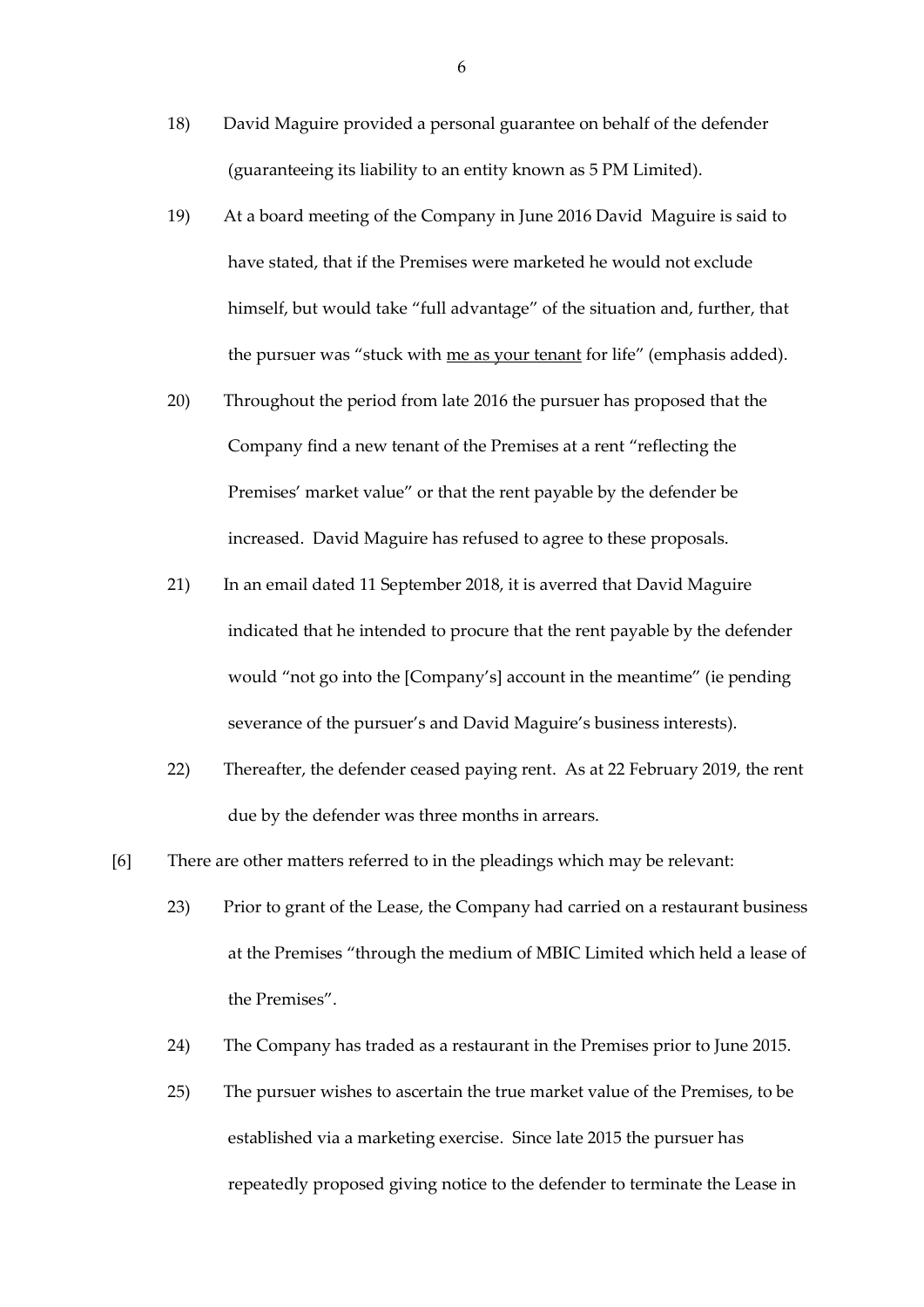18) David Maguire provided a personal guarantee on behalf of the defender (guaranteeing its liability to an entity known as 5 PM Limited).

19) At a board meeting of the Company in June 2016 David Maguire is said to have stated, that if the Premises were marketed he would not exclude himself, but would take "full advantage" of the situation and, further, that the pursuer was "stuck with <u>me as your tenant</u> for life" (emphasis added).

20) Throughout the period from late 2016 the pursuer has proposed that the Company find a new tenant of the Premises at a rent "reflecting the Premises' market value" or that the rent payable by the defender be increased. David Maguire has refused to agree to these proposals.

21) In an email dated 11 September 2018, it is averred that David Maguire indicated that he intended to procure that the rent payable by the defender would "not go into the [Company's] account in the meantime" (ie pending severance of the pursuer's and David Maguire's business interests).

22) Thereafter, the defender ceased paying rent. As at 22 February 2019, the rent due by the defender was three months in arrears.

[6] There are other matters referred to in the pleadings which may be relevant:

23) Prior to grant of the Lease, the Company had carried on a restaurant business at the Premises "through the medium of MBIC Limited which held a lease of the Premises".

24) The Company has traded as a restaurant in the Premises prior to June 2015.

25) The pursuer wishes to ascertain the true market value of the Premises, to be established via a marketing exercise. Since late 2015 the pursuer has repeatedly proposed giving notice to the defender to terminate the Lease in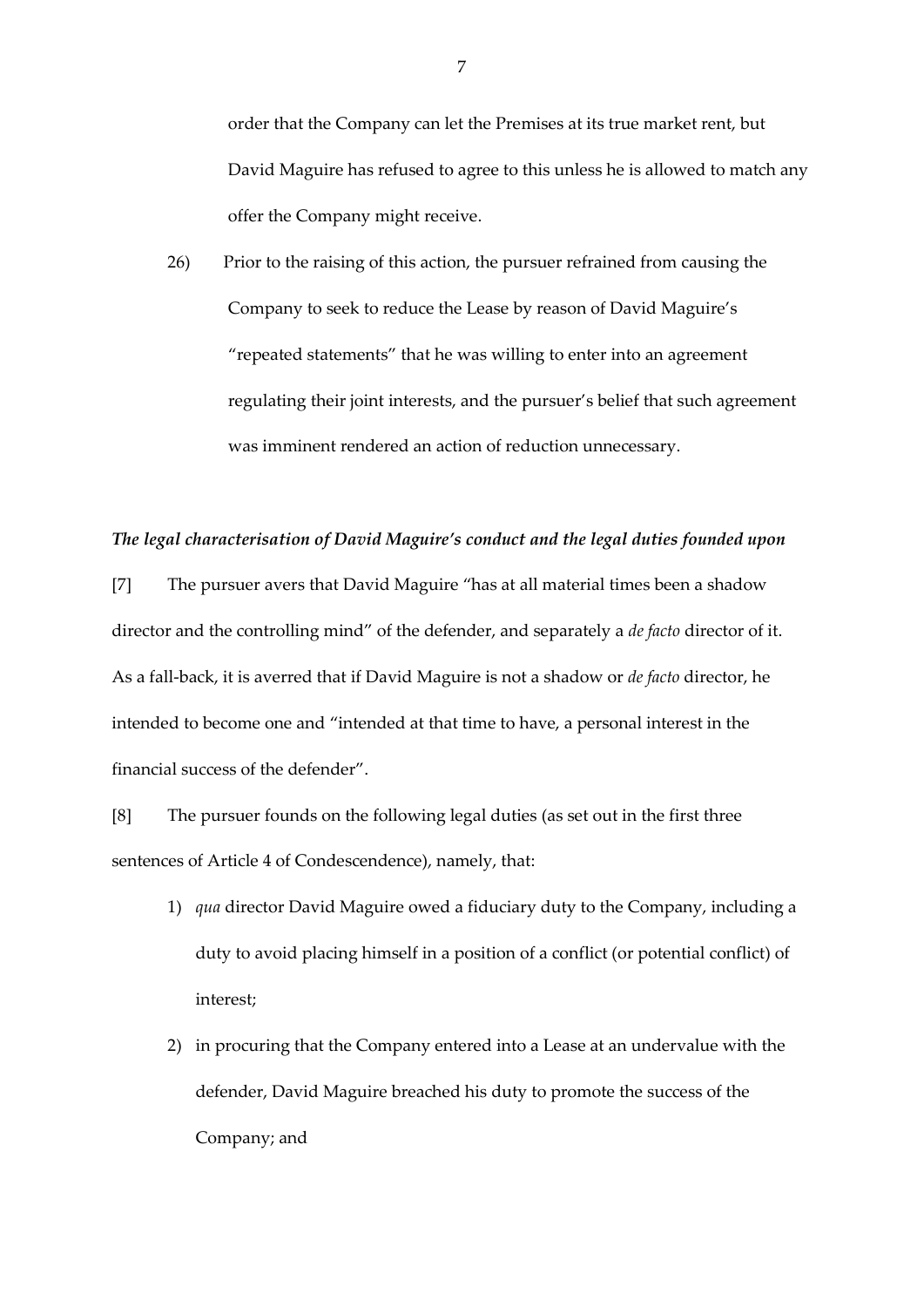order that the Company can let the Premises at its true market rent, but David Maguire has refused to agree to this unless he is allowed to match any offer the Company might receive.

26) Prior to the raising of this action, the pursuer refrained from causing the Company to seek to reduce the Lease by reason of David Maguire's "repeated statements" that he was willing to enter into an agreement regulating their joint interests, and the pursuer's belief that such agreement was imminent rendered an action of reduction unnecessary.

***The legal characterisation of David Maguire's conduct and the legal duties founded upon***

[7] The pursuer avers that David Maguire "has at all material times been a shadow director and the controlling mind" of the defender, and separately a *de facto* director of it. As a fall-back, it is averred that if David Maguire is not a shadow or *de facto* director, he intended to become one and "intended at that time to have, a personal interest in the financial success of the defender".

[8] The pursuer founds on the following legal duties (as set out in the first three sentences of Article 4 of Condescendence), namely, that:

1) *qua* director David Maguire owed a fiduciary duty to the Company, including a duty to avoid placing himself in a position of a conflict (or potential conflict) of interest;

2) in procuring that the Company entered into a Lease at an undervalue with the defender, David Maguire breached his duty to promote the success of the Company; and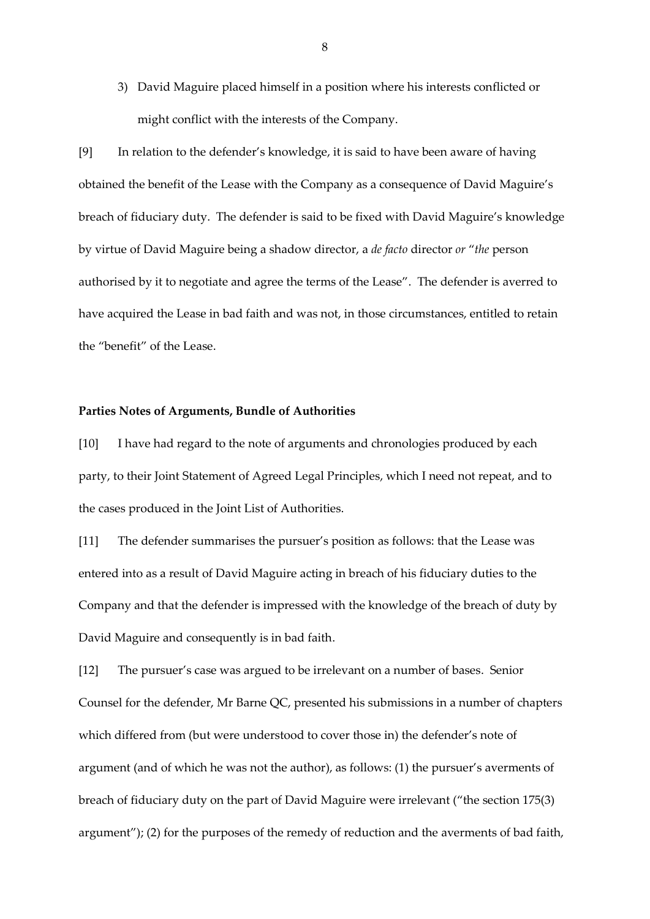3) David Maguire placed himself in a position where his interests conflicted or might conflict with the interests of the Company.

[9] In relation to the defender's knowledge, it is said to have been aware of having obtained the benefit of the Lease with the Company as a consequence of David Maguire's breach of fiduciary duty. The defender is said to be fixed with David Maguire's knowledge by virtue of David Maguire being a shadow director, a *de facto* director *or* "*the* person authorised by it to negotiate and agree the terms of the Lease". The defender is averred to have acquired the Lease in bad faith and was not, in those circumstances, entitled to retain the "benefit" of the Lease.

**Parties Notes of Arguments, Bundle of Authorities**

[10] I have had regard to the note of arguments and chronologies produced by each party, to their Joint Statement of Agreed Legal Principles, which I need not repeat, and to the cases produced in the Joint List of Authorities.

[11] The defender summarises the pursuer's position as follows: that the Lease was entered into as a result of David Maguire acting in breach of his fiduciary duties to the Company and that the defender is impressed with the knowledge of the breach of duty by David Maguire and consequently is in bad faith.

[12] The pursuer's case was argued to be irrelevant on a number of bases. Senior Counsel for the defender, Mr Barne QC, presented his submissions in a number of chapters which differed from (but were understood to cover those in) the defender's note of argument (and of which he was not the author), as follows: (1) the pursuer's averments of breach of fiduciary duty on the part of David Maguire were irrelevant ("the section 175(3) argument"); (2) for the purposes of the remedy of reduction and the averments of bad faith,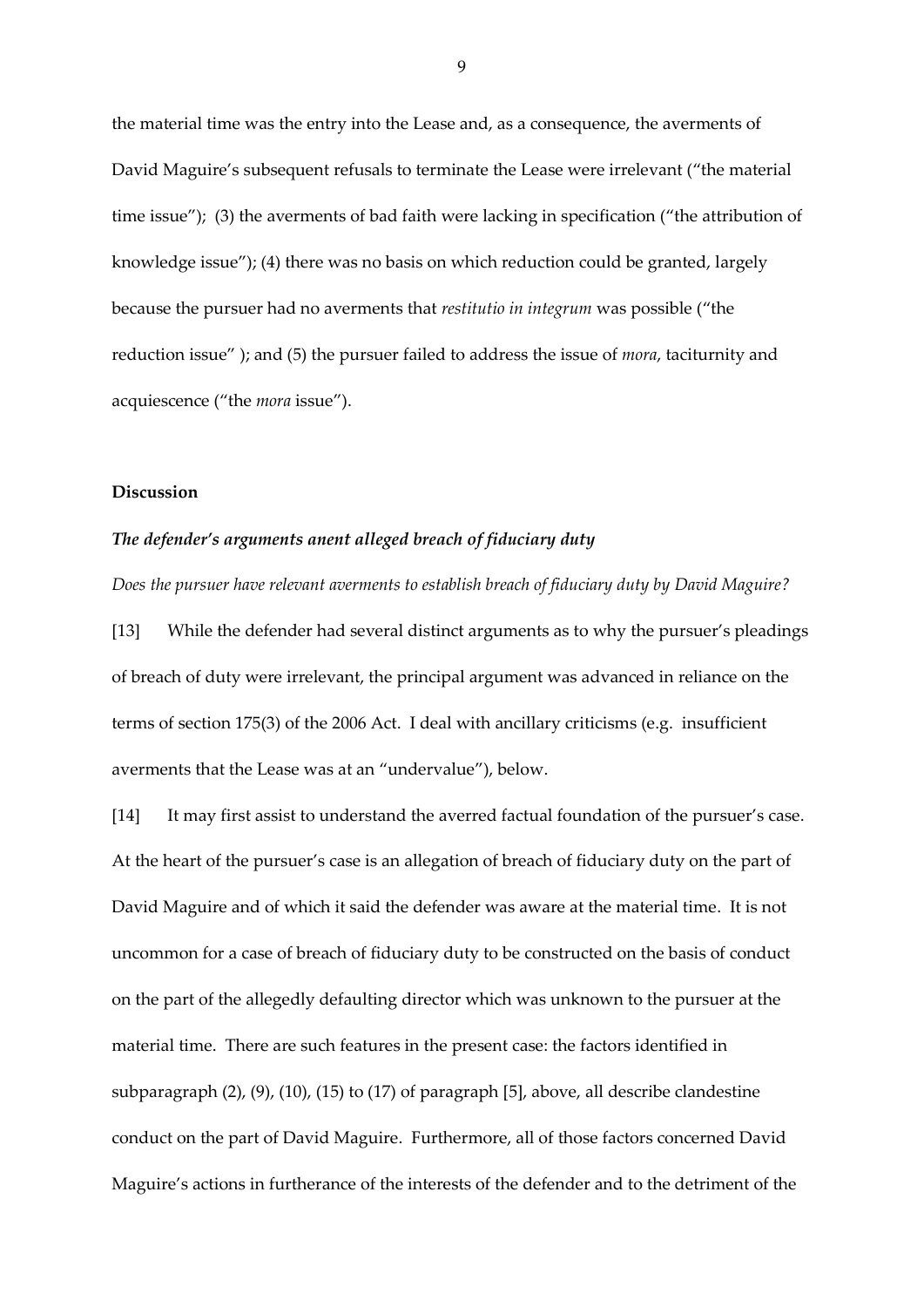the material time was the entry into the Lease and, as a consequence, the averments of David Maguire's subsequent refusals to terminate the Lease were irrelevant ("the material time issue"); (3) the averments of bad faith were lacking in specification ("the attribution of knowledge issue"); (4) there was no basis on which reduction could be granted, largely because the pursuer had no averments that *restitutio in integrum* was possible ("the reduction issue" ); and (5) the pursuer failed to address the issue of *mora*, taciturnity and acquiescence ("the *mora* issue").

## Discussion

### *The defender's arguments anent alleged breach of fiduciary duty*

*Does the pursuer have relevant averments to establish breach of fiduciary duty by David Maguire?*

[13] While the defender had several distinct arguments as to why the pursuer's pleadings of breach of duty were irrelevant, the principal argument was advanced in reliance on the terms of section 175(3) of the 2006 Act. I deal with ancillary criticisms (e.g. insufficient averments that the Lease was at an "undervalue"), below.

[14] It may first assist to understand the averred factual foundation of the pursuer's case. At the heart of the pursuer's case is an allegation of breach of fiduciary duty on the part of David Maguire and of which it said the defender was aware at the material time. It is not uncommon for a case of breach of fiduciary duty to be constructed on the basis of conduct on the part of the allegedly defaulting director which was unknown to the pursuer at the material time. There are such features in the present case: the factors identified in subparagraph (2), (9), (10), (15) to (17) of paragraph [5], above, all describe clandestine conduct on the part of David Maguire. Furthermore, all of those factors concerned David Maguire's actions in furtherance of the interests of the defender and to the detriment of the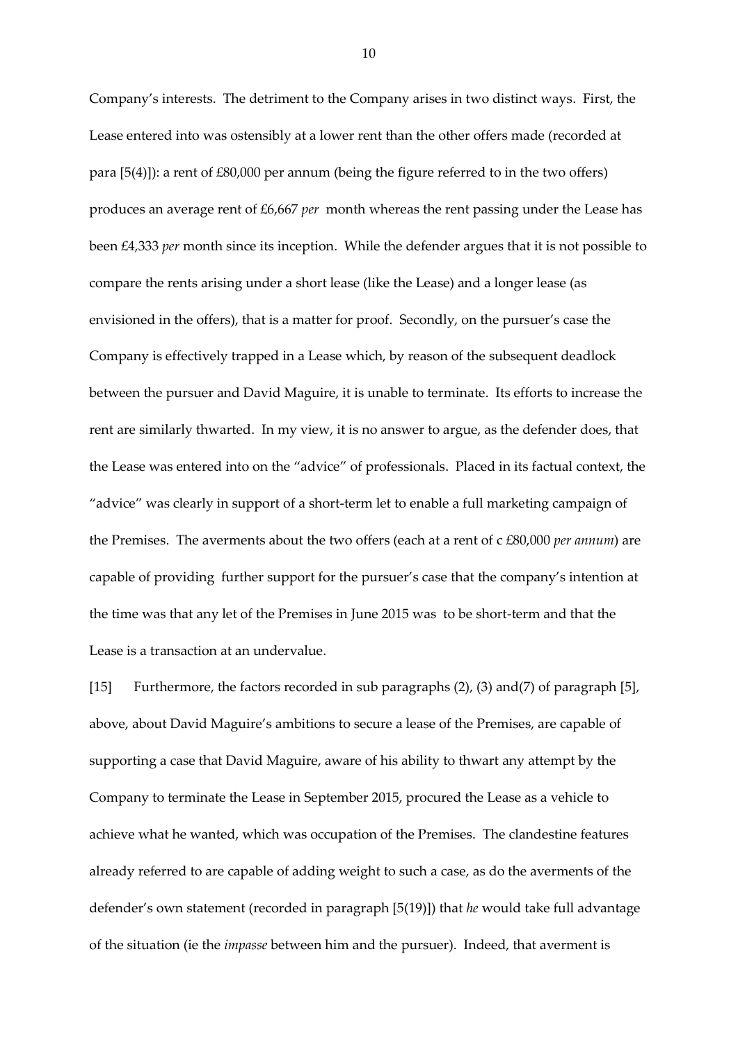Company's interests. The detriment to the Company arises in two distinct ways. First, the Lease entered into was ostensibly at a lower rent than the other offers made (recorded at para [5(4)]): a rent of £80,000 per annum (being the figure referred to in the two offers) produces an average rent of £6,667 *per* month whereas the rent passing under the Lease has been £4,333 *per* month since its inception. While the defender argues that it is not possible to compare the rents arising under a short lease (like the Lease) and a longer lease (as envisioned in the offers), that is a matter for proof. Secondly, on the pursuer's case the Company is effectively trapped in a Lease which, by reason of the subsequent deadlock between the pursuer and David Maguire, it is unable to terminate. Its efforts to increase the rent are similarly thwarted. In my view, it is no answer to argue, as the defender does, that the Lease was entered into on the "advice" of professionals. Placed in its factual context, the "advice" was clearly in support of a short-term let to enable a full marketing campaign of the Premises. The averments about the two offers (each at a rent of c £80,000 *per annum*) are capable of providing further support for the pursuer's case that the company's intention at the time was that any let of the Premises in June 2015 was to be short-term and that the Lease is a transaction at an undervalue.

[15] Furthermore, the factors recorded in sub paragraphs (2), (3) and(7) of paragraph [5], above, about David Maguire's ambitions to secure a lease of the Premises, are capable of supporting a case that David Maguire, aware of his ability to thwart any attempt by the Company to terminate the Lease in September 2015, procured the Lease as a vehicle to achieve what he wanted, which was occupation of the Premises. The clandestine features already referred to are capable of adding weight to such a case, as do the averments of the defender's own statement (recorded in paragraph [5(19)]) that *he* would take full advantage of the situation (ie the *impasse* between him and the pursuer). Indeed, that averment is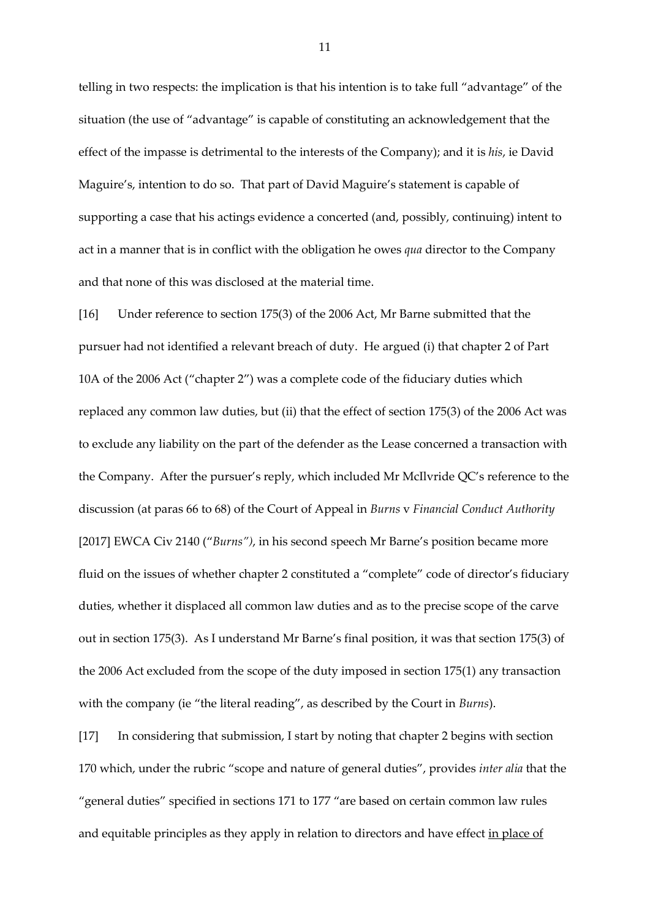telling in two respects: the implication is that his intention is to take full "advantage" of the situation (the use of "advantage" is capable of constituting an acknowledgement that the effect of the impasse is detrimental to the interests of the Company); and it is *his*, ie David Maguire's, intention to do so. That part of David Maguire's statement is capable of supporting a case that his actings evidence a concerted (and, possibly, continuing) intent to act in a manner that is in conflict with the obligation he owes *qua* director to the Company and that none of this was disclosed at the material time.

[16] Under reference to section 175(3) of the 2006 Act, Mr Barne submitted that the pursuer had not identified a relevant breach of duty. He argued (i) that chapter 2 of Part 10A of the 2006 Act ("chapter 2") was a complete code of the fiduciary duties which replaced any common law duties, but (ii) that the effect of section 175(3) of the 2006 Act was to exclude any liability on the part of the defender as the Lease concerned a transaction with the Company. After the pursuer's reply, which included Mr McIlvride QC's reference to the discussion (at paras 66 to 68) of the Court of Appeal in *Burns* v *Financial Conduct Authority* [2017] EWCA Civ 2140 ("*Burns")*, in his second speech Mr Barne's position became more fluid on the issues of whether chapter 2 constituted a "complete" code of director's fiduciary duties, whether it displaced all common law duties and as to the precise scope of the carve out in section 175(3). As I understand Mr Barne's final position, it was that section 175(3) of the 2006 Act excluded from the scope of the duty imposed in section 175(1) any transaction with the company (ie "the literal reading", as described by the Court in *Burns*).

[17] In considering that submission, I start by noting that chapter 2 begins with section 170 which, under the rubric "scope and nature of general duties", provides *inter alia* that the "general duties" specified in sections 171 to 177 "are based on certain common law rules and equitable principles as they apply in relation to directors and have effect <u>in place of</u>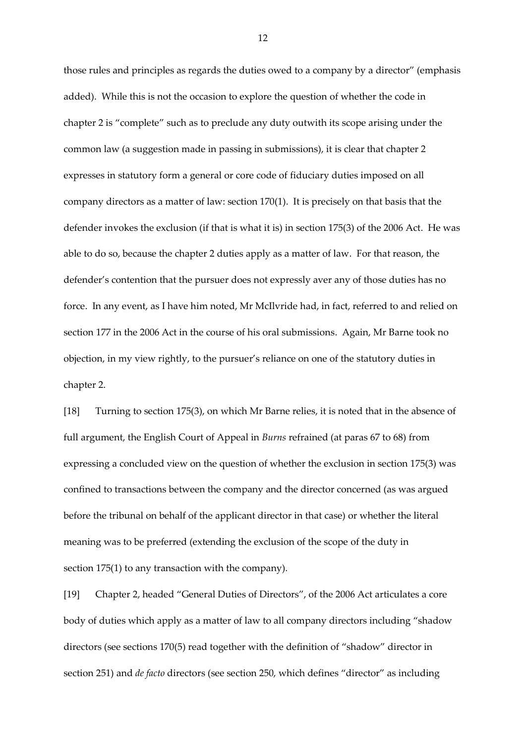those rules and principles as regards the duties owed to a company by a director" (emphasis added). While this is not the occasion to explore the question of whether the code in chapter 2 is "complete" such as to preclude any duty outwith its scope arising under the common law (a suggestion made in passing in submissions), it is clear that chapter 2 expresses in statutory form a general or core code of fiduciary duties imposed on all company directors as a matter of law: section 170(1). It is precisely on that basis that the defender invokes the exclusion (if that is what it is) in section 175(3) of the 2006 Act. He was able to do so, because the chapter 2 duties apply as a matter of law. For that reason, the defender's contention that the pursuer does not expressly aver any of those duties has no force. In any event, as I have him noted, Mr McIlvride had, in fact, referred to and relied on section 177 in the 2006 Act in the course of his oral submissions. Again, Mr Barne took no objection, in my view rightly, to the pursuer's reliance on one of the statutory duties in chapter 2.

[18] Turning to section 175(3), on which Mr Barne relies, it is noted that in the absence of full argument, the English Court of Appeal in *Burns* refrained (at paras 67 to 68) from expressing a concluded view on the question of whether the exclusion in section 175(3) was confined to transactions between the company and the director concerned (as was argued before the tribunal on behalf of the applicant director in that case) or whether the literal meaning was to be preferred (extending the exclusion of the scope of the duty in section 175(1) to any transaction with the company).

[19] Chapter 2, headed "General Duties of Directors", of the 2006 Act articulates a core body of duties which apply as a matter of law to all company directors including "shadow directors (see sections 170(5) read together with the definition of "shadow" director in section 251) and *de facto* directors (see section 250, which defines "director" as including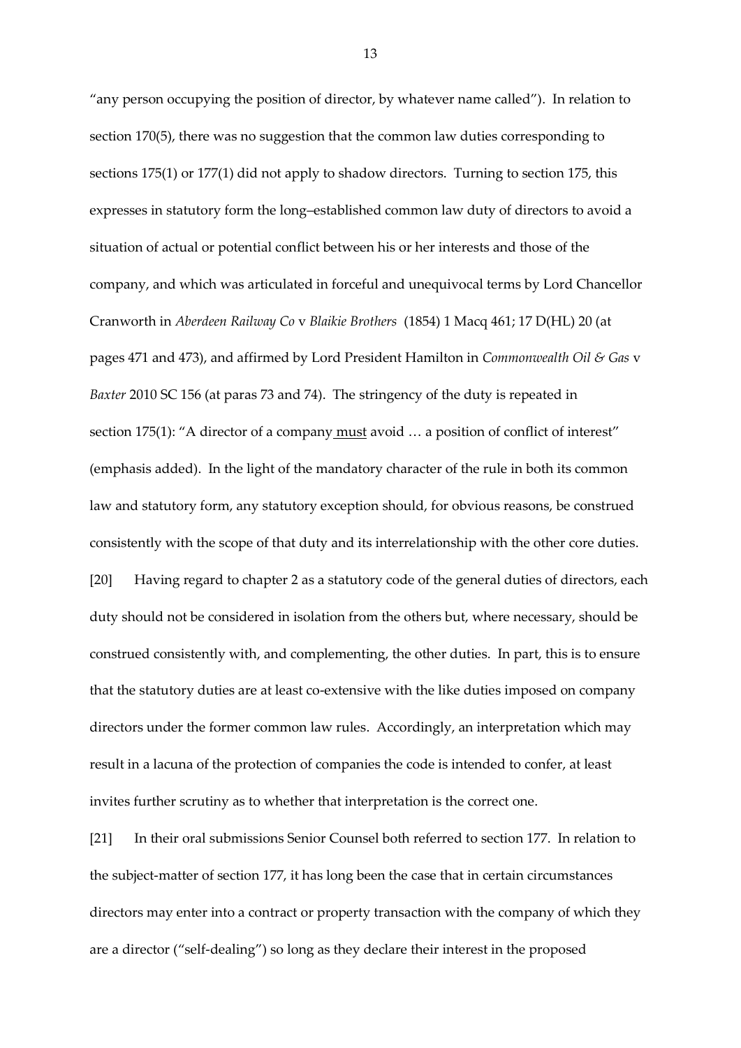"any person occupying the position of director, by whatever name called"). In relation to section 170(5), there was no suggestion that the common law duties corresponding to sections 175(1) or 177(1) did not apply to shadow directors. Turning to section 175, this expresses in statutory form the long–established common law duty of directors to avoid a situation of actual or potential conflict between his or her interests and those of the company, and which was articulated in forceful and unequivocal terms by Lord Chancellor Cranworth in *Aberdeen Railway Co* v *Blaikie Brothers* (1854) 1 Macq 461; 17 D(HL) 20 (at pages 471 and 473), and affirmed by Lord President Hamilton in *Commonwealth Oil & Gas* v *Baxter* 2010 SC 156 (at paras 73 and 74). The stringency of the duty is repeated in section 175(1): "A director of a company <u>must</u> avoid … a position of conflict of interest" (emphasis added). In the light of the mandatory character of the rule in both its common law and statutory form, any statutory exception should, for obvious reasons, be construed consistently with the scope of that duty and its interrelationship with the other core duties.

[20] Having regard to chapter 2 as a statutory code of the general duties of directors, each duty should not be considered in isolation from the others but, where necessary, should be construed consistently with, and complementing, the other duties. In part, this is to ensure that the statutory duties are at least co-extensive with the like duties imposed on company directors under the former common law rules. Accordingly, an interpretation which may result in a lacuna of the protection of companies the code is intended to confer, at least invites further scrutiny as to whether that interpretation is the correct one.

[21] In their oral submissions Senior Counsel both referred to section 177. In relation to the subject-matter of section 177, it has long been the case that in certain circumstances directors may enter into a contract or property transaction with the company of which they are a director ("self-dealing") so long as they declare their interest in the proposed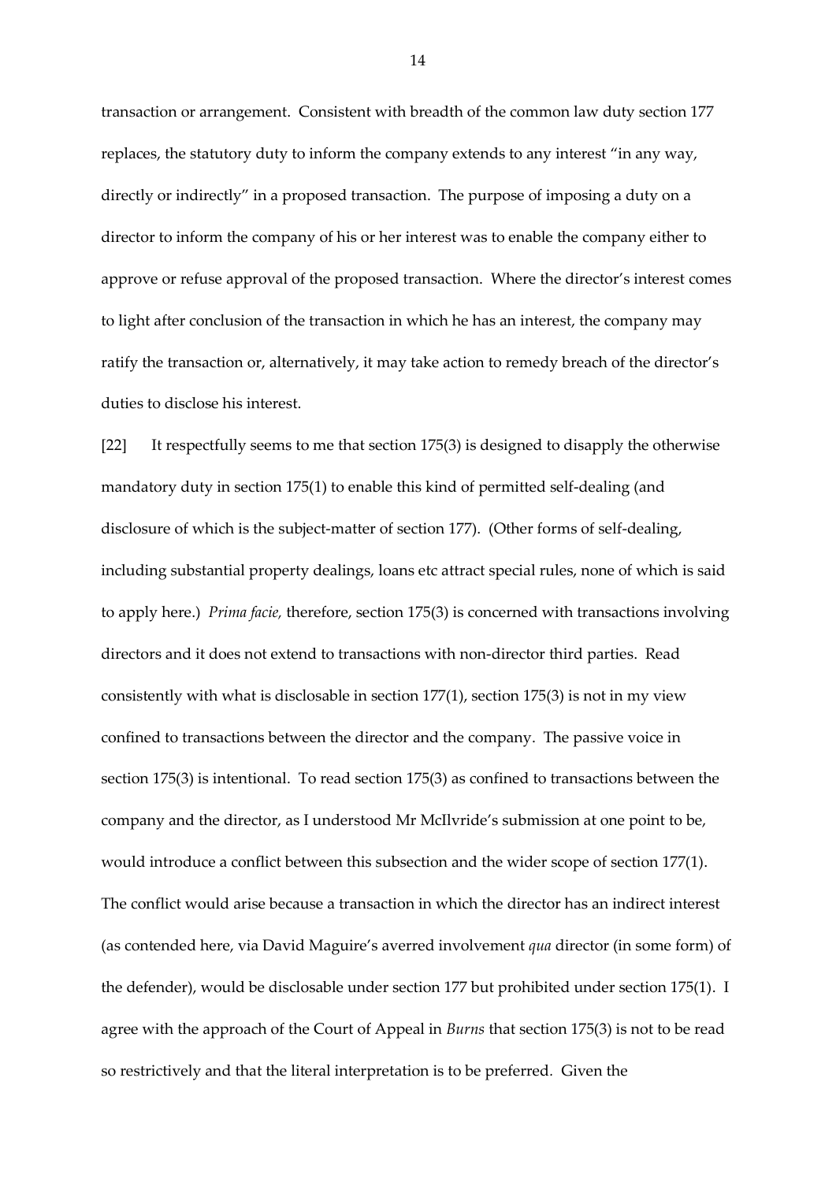transaction or arrangement. Consistent with breadth of the common law duty section 177 replaces, the statutory duty to inform the company extends to any interest "in any way, directly or indirectly" in a proposed transaction. The purpose of imposing a duty on a director to inform the company of his or her interest was to enable the company either to approve or refuse approval of the proposed transaction. Where the director's interest comes to light after conclusion of the transaction in which he has an interest, the company may ratify the transaction or, alternatively, it may take action to remedy breach of the director's duties to disclose his interest.

[22] It respectfully seems to me that section 175(3) is designed to disapply the otherwise mandatory duty in section 175(1) to enable this kind of permitted self-dealing (and disclosure of which is the subject-matter of section 177). (Other forms of self-dealing, including substantial property dealings, loans etc attract special rules, none of which is said to apply here.) *Prima facie,* therefore, section 175(3) is concerned with transactions involving directors and it does not extend to transactions with non-director third parties. Read consistently with what is disclosable in section 177(1), section 175(3) is not in my view confined to transactions between the director and the company. The passive voice in section 175(3) is intentional. To read section 175(3) as confined to transactions between the company and the director, as I understood Mr McIlvride's submission at one point to be, would introduce a conflict between this subsection and the wider scope of section 177(1). The conflict would arise because a transaction in which the director has an indirect interest (as contended here, via David Maguire's averred involvement *qua* director (in some form) of the defender), would be disclosable under section 177 but prohibited under section 175(1). I agree with the approach of the Court of Appeal in *Burns* that section 175(3) is not to be read so restrictively and that the literal interpretation is to be preferred. Given the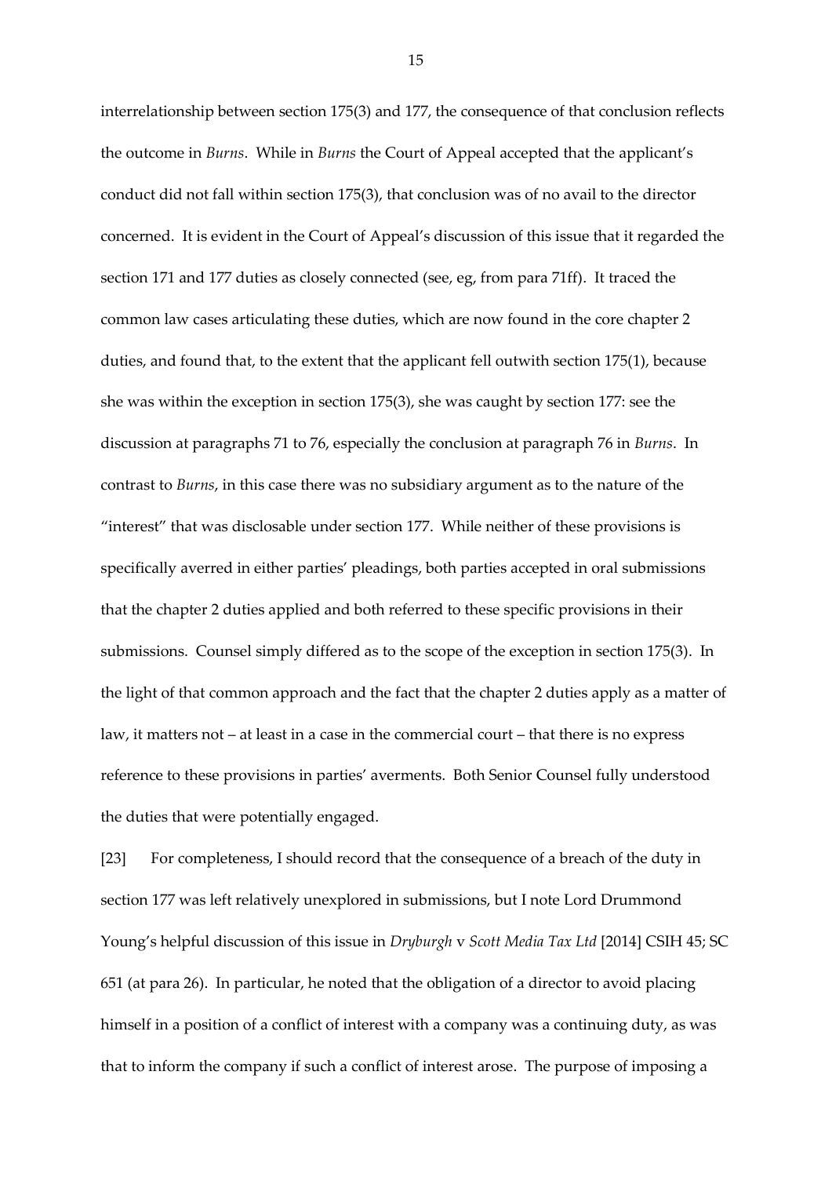interrelationship between section 175(3) and 177, the consequence of that conclusion reflects the outcome in *Burns*. While in *Burns* the Court of Appeal accepted that the applicant's conduct did not fall within section 175(3), that conclusion was of no avail to the director concerned. It is evident in the Court of Appeal's discussion of this issue that it regarded the section 171 and 177 duties as closely connected (see, eg, from para 71ff). It traced the common law cases articulating these duties, which are now found in the core chapter 2 duties, and found that, to the extent that the applicant fell outwith section 175(1), because she was within the exception in section 175(3), she was caught by section 177: see the discussion at paragraphs 71 to 76, especially the conclusion at paragraph 76 in *Burns*. In contrast to *Burns*, in this case there was no subsidiary argument as to the nature of the "interest" that was disclosable under section 177. While neither of these provisions is specifically averred in either parties' pleadings, both parties accepted in oral submissions that the chapter 2 duties applied and both referred to these specific provisions in their submissions. Counsel simply differed as to the scope of the exception in section 175(3). In the light of that common approach and the fact that the chapter 2 duties apply as a matter of law, it matters not – at least in a case in the commercial court – that there is no express reference to these provisions in parties' averments. Both Senior Counsel fully understood the duties that were potentially engaged.

[23] For completeness, I should record that the consequence of a breach of the duty in section 177 was left relatively unexplored in submissions, but I note Lord Drummond Young's helpful discussion of this issue in *Dryburgh* v *Scott Media Tax Ltd* [2014] CSIH 45; SC 651 (at para 26). In particular, he noted that the obligation of a director to avoid placing himself in a position of a conflict of interest with a company was a continuing duty, as was that to inform the company if such a conflict of interest arose. The purpose of imposing a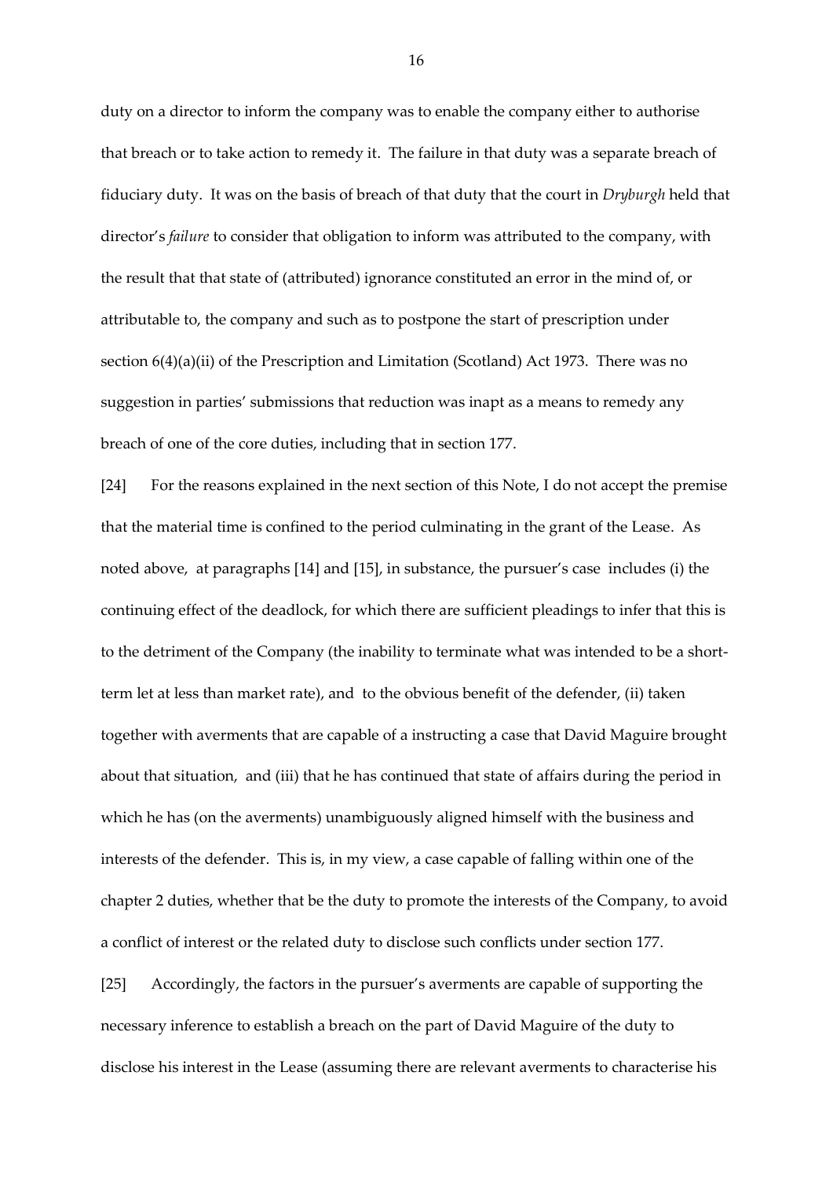duty on a director to inform the company was to enable the company either to authorise that breach or to take action to remedy it. The failure in that duty was a separate breach of fiduciary duty. It was on the basis of breach of that duty that the court in *Dryburgh* held that director's *failure* to consider that obligation to inform was attributed to the company, with the result that that state of (attributed) ignorance constituted an error in the mind of, or attributable to, the company and such as to postpone the start of prescription under section 6(4)(a)(ii) of the Prescription and Limitation (Scotland) Act 1973. There was no suggestion in parties' submissions that reduction was inapt as a means to remedy any breach of one of the core duties, including that in section 177.

[24] For the reasons explained in the next section of this Note, I do not accept the premise that the material time is confined to the period culminating in the grant of the Lease. As noted above, at paragraphs [14] and [15], in substance, the pursuer's case includes (i) the continuing effect of the deadlock, for which there are sufficient pleadings to infer that this is to the detriment of the Company (the inability to terminate what was intended to be a short-term let at less than market rate), and to the obvious benefit of the defender, (ii) taken together with averments that are capable of a instructing a case that David Maguire brought about that situation, and (iii) that he has continued that state of affairs during the period in which he has (on the averments) unambiguously aligned himself with the business and interests of the defender. This is, in my view, a case capable of falling within one of the chapter 2 duties, whether that be the duty to promote the interests of the Company, to avoid a conflict of interest or the related duty to disclose such conflicts under section 177.

[25] Accordingly, the factors in the pursuer's averments are capable of supporting the necessary inference to establish a breach on the part of David Maguire of the duty to disclose his interest in the Lease (assuming there are relevant averments to characterise his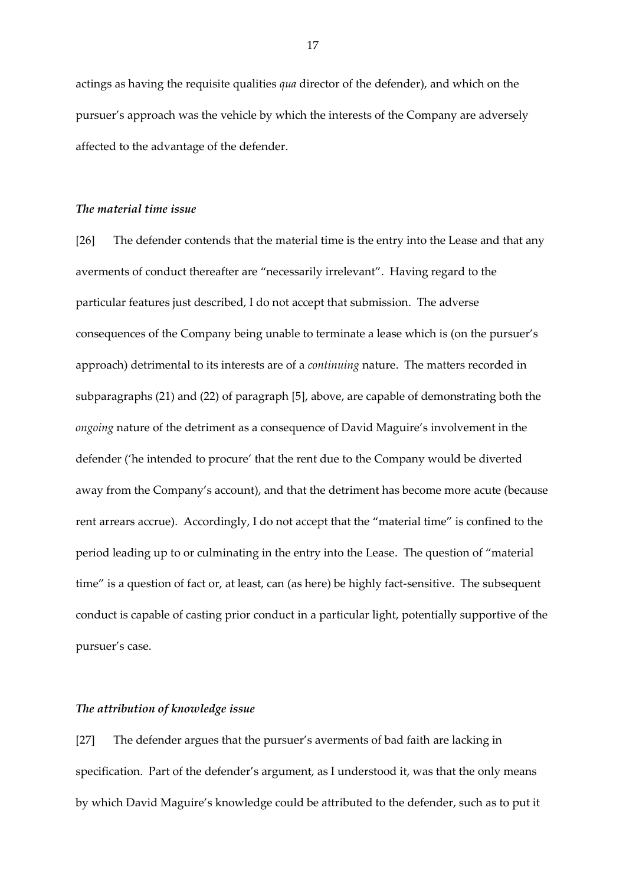actings as having the requisite qualities *qua* director of the defender), and which on the pursuer's approach was the vehicle by which the interests of the Company are adversely affected to the advantage of the defender.

### *The material time issue*

[26] The defender contends that the material time is the entry into the Lease and that any averments of conduct thereafter are "necessarily irrelevant". Having regard to the particular features just described, I do not accept that submission. The adverse consequences of the Company being unable to terminate a lease which is (on the pursuer's approach) detrimental to its interests are of a *continuing* nature. The matters recorded in subparagraphs (21) and (22) of paragraph [5], above, are capable of demonstrating both the *ongoing* nature of the detriment as a consequence of David Maguire's involvement in the defender ('he intended to procure' that the rent due to the Company would be diverted away from the Company's account), and that the detriment has become more acute (because rent arrears accrue). Accordingly, I do not accept that the "material time" is confined to the period leading up to or culminating in the entry into the Lease. The question of "material time" is a question of fact or, at least, can (as here) be highly fact-sensitive. The subsequent conduct is capable of casting prior conduct in a particular light, potentially supportive of the pursuer's case.

### *The attribution of knowledge issue*

[27] The defender argues that the pursuer's averments of bad faith are lacking in specification. Part of the defender's argument, as I understood it, was that the only means by which David Maguire's knowledge could be attributed to the defender, such as to put it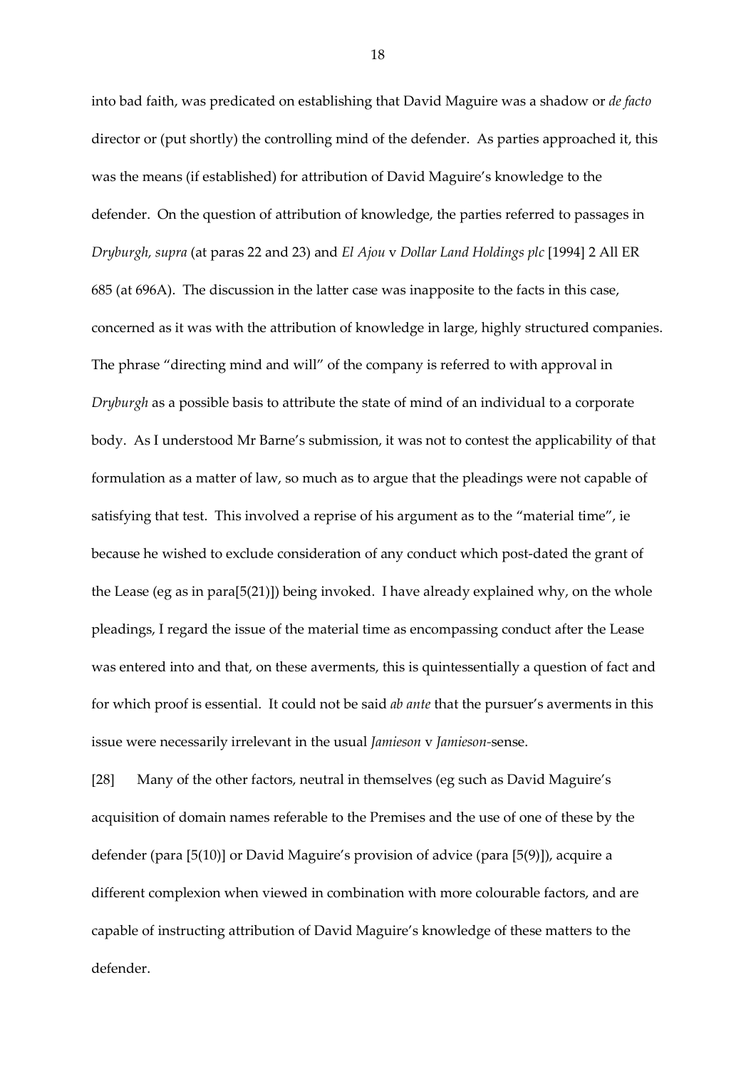into bad faith, was predicated on establishing that David Maguire was a shadow or *de facto* director or (put shortly) the controlling mind of the defender. As parties approached it, this was the means (if established) for attribution of David Maguire's knowledge to the defender. On the question of attribution of knowledge, the parties referred to passages in *Dryburgh, supra* (at paras 22 and 23) and *El Ajou* v *Dollar Land Holdings plc* [1994] 2 All ER 685 (at 696A). The discussion in the latter case was inapposite to the facts in this case, concerned as it was with the attribution of knowledge in large, highly structured companies. The phrase "directing mind and will" of the company is referred to with approval in *Dryburgh* as a possible basis to attribute the state of mind of an individual to a corporate body. As I understood Mr Barne's submission, it was not to contest the applicability of that formulation as a matter of law, so much as to argue that the pleadings were not capable of satisfying that test. This involved a reprise of his argument as to the "material time", ie because he wished to exclude consideration of any conduct which post-dated the grant of the Lease (eg as in para[5(21)]) being invoked. I have already explained why, on the whole pleadings, I regard the issue of the material time as encompassing conduct after the Lease was entered into and that, on these averments, this is quintessentially a question of fact and for which proof is essential. It could not be said *ab ante* that the pursuer's averments in this issue were necessarily irrelevant in the usual *Jamieson* v *Jamieson*-sense.

[28] Many of the other factors, neutral in themselves (eg such as David Maguire's acquisition of domain names referable to the Premises and the use of one of these by the defender (para [5(10)] or David Maguire's provision of advice (para [5(9)]), acquire a different complexion when viewed in combination with more colourable factors, and are capable of instructing attribution of David Maguire's knowledge of these matters to the defender.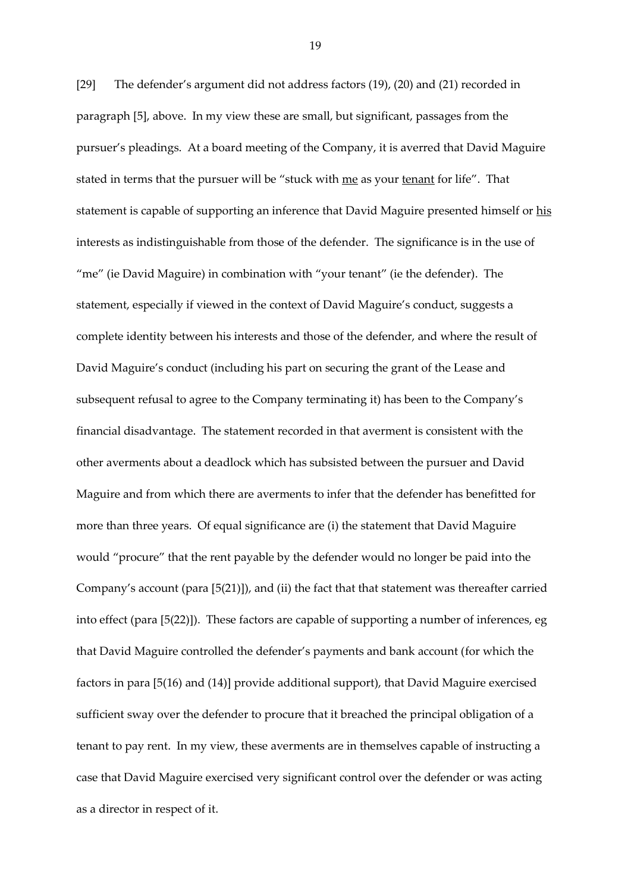[29] The defender's argument did not address factors (19), (20) and (21) recorded in paragraph [5], above. In my view these are small, but significant, passages from the pursuer's pleadings. At a board meeting of the Company, it is averred that David Maguire stated in terms that the pursuer will be "stuck with <u>me</u> as your <u>tenant</u> for life". That statement is capable of supporting an inference that David Maguire presented himself or <u>his</u> interests as indistinguishable from those of the defender. The significance is in the use of "me" (ie David Maguire) in combination with "your tenant" (ie the defender). The statement, especially if viewed in the context of David Maguire's conduct, suggests a complete identity between his interests and those of the defender, and where the result of David Maguire's conduct (including his part on securing the grant of the Lease and subsequent refusal to agree to the Company terminating it) has been to the Company's financial disadvantage. The statement recorded in that averment is consistent with the other averments about a deadlock which has subsisted between the pursuer and David Maguire and from which there are averments to infer that the defender has benefitted for more than three years. Of equal significance are (i) the statement that David Maguire would "procure" that the rent payable by the defender would no longer be paid into the Company's account (para [5(21)]), and (ii) the fact that that statement was thereafter carried into effect (para [5(22)]). These factors are capable of supporting a number of inferences, eg that David Maguire controlled the defender's payments and bank account (for which the factors in para [5(16) and (14)] provide additional support), that David Maguire exercised sufficient sway over the defender to procure that it breached the principal obligation of a tenant to pay rent. In my view, these averments are in themselves capable of instructing a case that David Maguire exercised very significant control over the defender or was acting as a director in respect of it.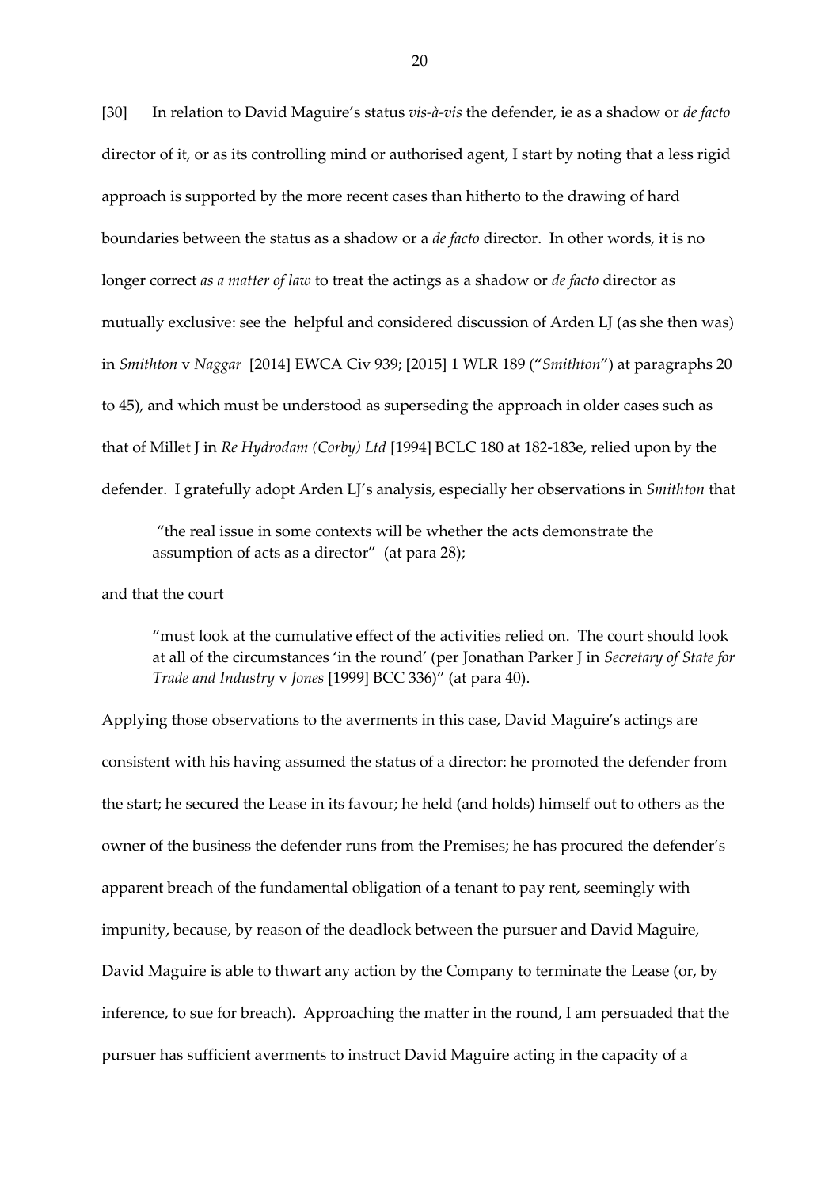[30] In relation to David Maguire's status *vis-à-vis* the defender, ie as a shadow or *de facto* director of it, or as its controlling mind or authorised agent, I start by noting that a less rigid approach is supported by the more recent cases than hitherto to the drawing of hard boundaries between the status as a shadow or a *de facto* director. In other words, it is no longer correct *as a matter of law* to treat the actings as a shadow or *de facto* director as mutually exclusive: see the helpful and considered discussion of Arden LJ (as she then was) in *Smithton* v *Naggar* [2014] EWCA Civ 939; [2015] 1 WLR 189 ("*Smithton*") at paragraphs 20 to 45), and which must be understood as superseding the approach in older cases such as that of Millet J in *Re Hydrodam (Corby) Ltd* [1994] BCLC 180 at 182-183e, relied upon by the defender. I gratefully adopt Arden LJ's analysis, especially her observations in *Smithton* that

> "the real issue in some contexts will be whether the acts demonstrate the assumption of acts as a director" (at para 28);

and that the court

> "must look at the cumulative effect of the activities relied on. The court should look at all of the circumstances 'in the round' (per Jonathan Parker J in *Secretary of State for Trade and Industry* v *Jones* [1999] BCC 336)" (at para 40).

Applying those observations to the averments in this case, David Maguire's actings are consistent with his having assumed the status of a director: he promoted the defender from the start; he secured the Lease in its favour; he held (and holds) himself out to others as the owner of the business the defender runs from the Premises; he has procured the defender's apparent breach of the fundamental obligation of a tenant to pay rent, seemingly with impunity, because, by reason of the deadlock between the pursuer and David Maguire, David Maguire is able to thwart any action by the Company to terminate the Lease (or, by inference, to sue for breach). Approaching the matter in the round, I am persuaded that the pursuer has sufficient averments to instruct David Maguire acting in the capacity of a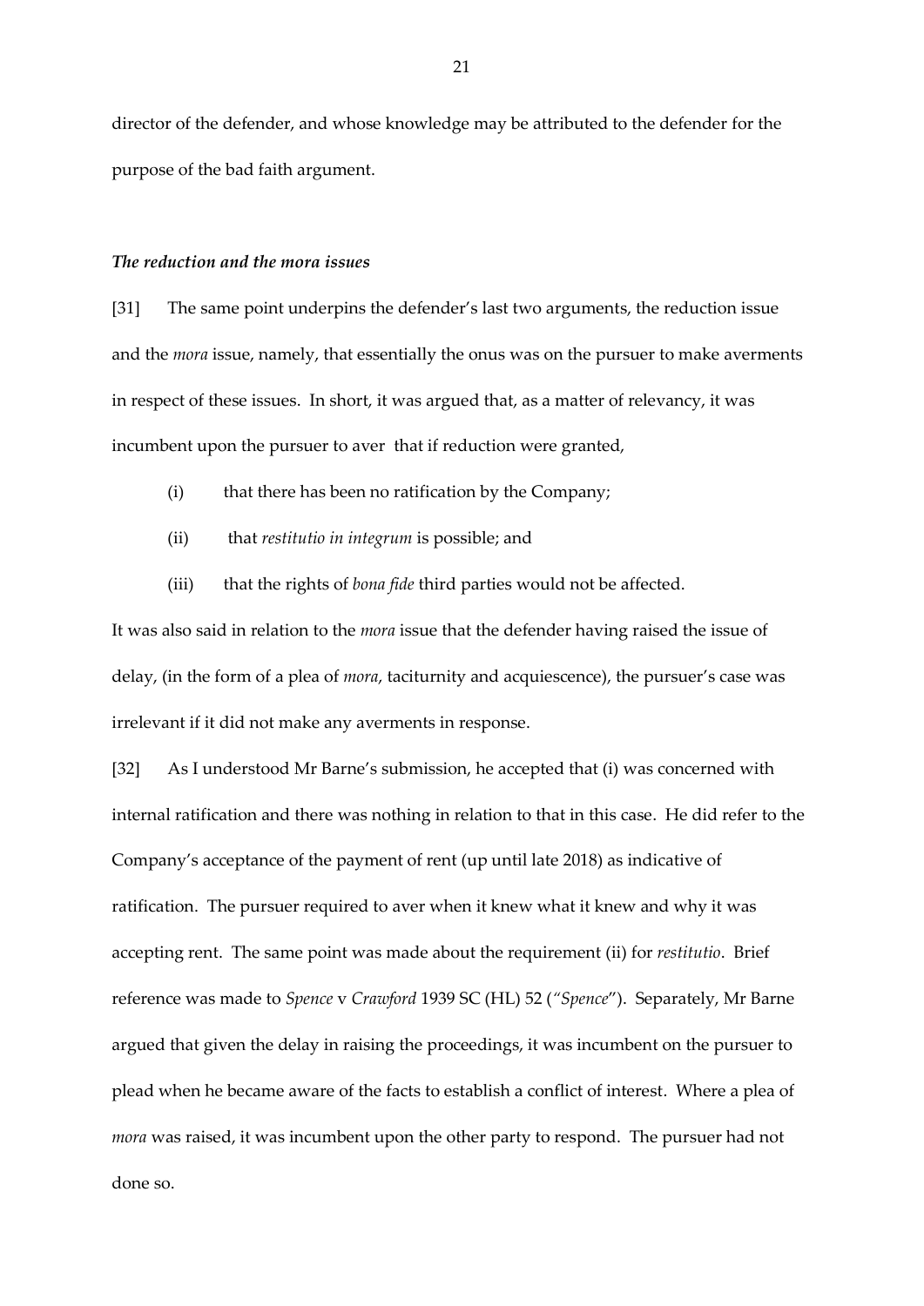director of the defender, and whose knowledge may be attributed to the defender for the purpose of the bad faith argument.

### *The reduction and the mora issues*

[31] The same point underpins the defender's last two arguments, the reduction issue and the *mora* issue, namely, that essentially the onus was on the pursuer to make averments in respect of these issues. In short, it was argued that, as a matter of relevancy, it was incumbent upon the pursuer to aver that if reduction were granted,

(i) that there has been no ratification by the Company;

(ii) that *restitutio in integrum* is possible; and

(iii) that the rights of *bona fide* third parties would not be affected.

It was also said in relation to the *mora* issue that the defender having raised the issue of delay, (in the form of a plea of *mora*, taciturnity and acquiescence), the pursuer's case was irrelevant if it did not make any averments in response.

[32] As I understood Mr Barne's submission, he accepted that (i) was concerned with internal ratification and there was nothing in relation to that in this case. He did refer to the Company's acceptance of the payment of rent (up until late 2018) as indicative of ratification. The pursuer required to aver when it knew what it knew and why it was accepting rent. The same point was made about the requirement (ii) for *restitutio*. Brief reference was made to *Spence* v *Crawford* 1939 SC (HL) 52 (*"Spence"*). Separately, Mr Barne argued that given the delay in raising the proceedings, it was incumbent on the pursuer to plead when he became aware of the facts to establish a conflict of interest. Where a plea of *mora* was raised, it was incumbent upon the other party to respond. The pursuer had not done so.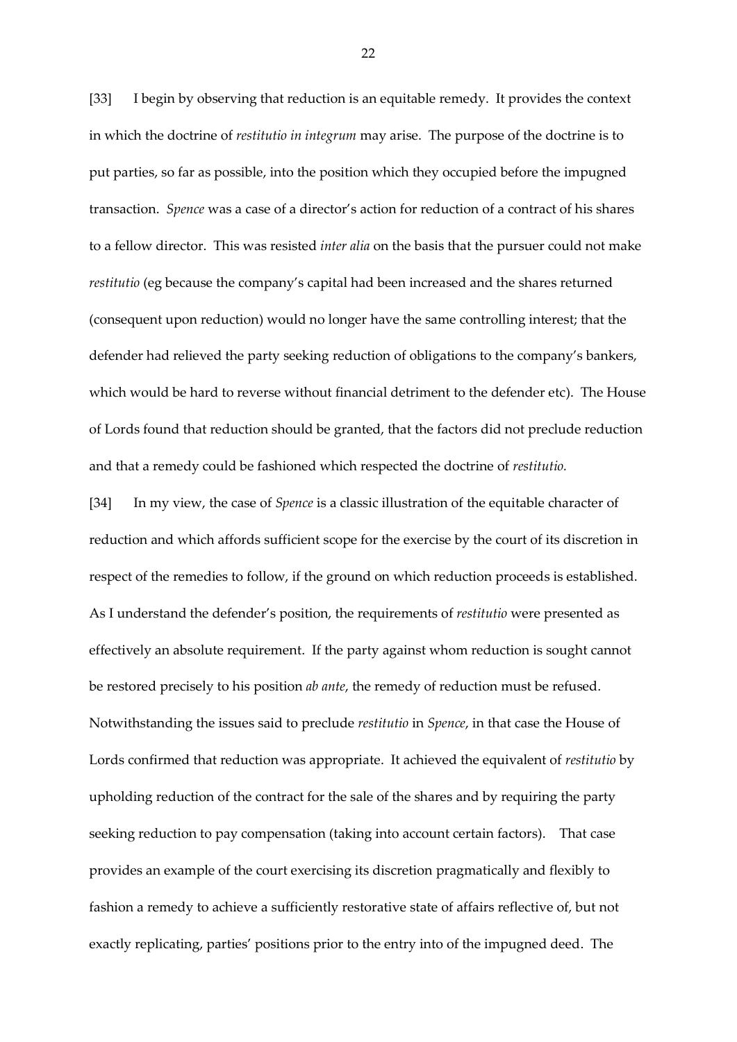[33] I begin by observing that reduction is an equitable remedy. It provides the context in which the doctrine of *restitutio in integrum* may arise. The purpose of the doctrine is to put parties, so far as possible, into the position which they occupied before the impugned transaction. *Spence* was a case of a director's action for reduction of a contract of his shares to a fellow director. This was resisted *inter alia* on the basis that the pursuer could not make *restitutio* (eg because the company's capital had been increased and the shares returned (consequent upon reduction) would no longer have the same controlling interest; that the defender had relieved the party seeking reduction of obligations to the company's bankers, which would be hard to reverse without financial detriment to the defender etc). The House of Lords found that reduction should be granted, that the factors did not preclude reduction and that a remedy could be fashioned which respected the doctrine of *restitutio.*

[34] In my view, the case of *Spence* is a classic illustration of the equitable character of reduction and which affords sufficient scope for the exercise by the court of its discretion in respect of the remedies to follow, if the ground on which reduction proceeds is established. As I understand the defender's position, the requirements of *restitutio* were presented as effectively an absolute requirement. If the party against whom reduction is sought cannot be restored precisely to his position *ab ante*, the remedy of reduction must be refused. Notwithstanding the issues said to preclude *restitutio* in *Spence*, in that case the House of Lords confirmed that reduction was appropriate. It achieved the equivalent of *restitutio* by upholding reduction of the contract for the sale of the shares and by requiring the party seeking reduction to pay compensation (taking into account certain factors). That case provides an example of the court exercising its discretion pragmatically and flexibly to fashion a remedy to achieve a sufficiently restorative state of affairs reflective of, but not exactly replicating, parties' positions prior to the entry into of the impugned deed. The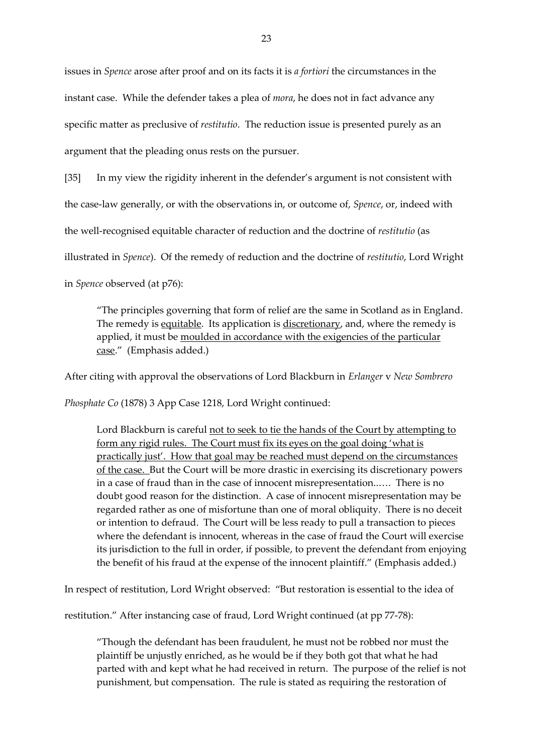issues in *Spence* arose after proof and on its facts it is *a fortiori* the circumstances in the instant case. While the defender takes a plea of *mora*, he does not in fact advance any specific matter as preclusive of *restitutio*. The reduction issue is presented purely as an argument that the pleading onus rests on the pursuer.

[35] In my view the rigidity inherent in the defender's argument is not consistent with the case-law generally, or with the observations in, or outcome of, *Spence*, or, indeed with the well-recognised equitable character of reduction and the doctrine of *restitutio* (as illustrated in *Spence*). Of the remedy of reduction and the doctrine of *restitutio*, Lord Wright in *Spence* observed (at p76):

> "The principles governing that form of relief are the same in Scotland as in England. The remedy is <u>equitable</u>. Its application is <u>discretionary</u>, and, where the remedy is applied, it must be <u>moulded in accordance with the exigencies of the particular case</u>." (Emphasis added.)

After citing with approval the observations of Lord Blackburn in *Erlanger* v *New Sombrero Phosphate Co* (1878) 3 App Case 1218, Lord Wright continued:

> Lord Blackburn is careful <u>not to seek to tie the hands of the Court by attempting to form any rigid rules. The Court must fix its eyes on the goal doing 'what is practically just'. How that goal may be reached must depend on the circumstances of the case.</u> But the Court will be more drastic in exercising its discretionary powers in a case of fraud than in the case of innocent misrepresentation..…. There is no doubt good reason for the distinction. A case of innocent misrepresentation may be regarded rather as one of misfortune than one of moral obliquity. There is no deceit or intention to defraud. The Court will be less ready to pull a transaction to pieces where the defendant is innocent, whereas in the case of fraud the Court will exercise its jurisdiction to the full in order, if possible, to prevent the defendant from enjoying the benefit of his fraud at the expense of the innocent plaintiff." (Emphasis added.)

In respect of restitution, Lord Wright observed: "But restoration is essential to the idea of restitution." After instancing case of fraud, Lord Wright continued (at pp 77-78):

> "Though the defendant has been fraudulent, he must not be robbed nor must the plaintiff be unjustly enriched, as he would be if they both got that what he had parted with and kept what he had received in return. The purpose of the relief is not punishment, but compensation. The rule is stated as requiring the restoration of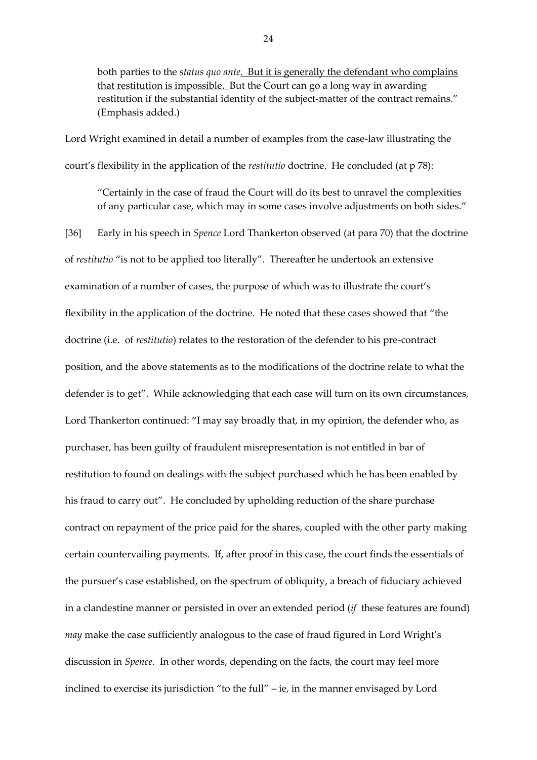> both parties to the *status quo ante*. <u>But it is generally the defendant who complains that restitution is impossible.</u> But the Court can go a long way in awarding restitution if the substantial identity of the subject-matter of the contract remains." (Emphasis added.)

Lord Wright examined in detail a number of examples from the case-law illustrating the court's flexibility in the application of the *restitutio* doctrine. He concluded (at p 78):

> "Certainly in the case of fraud the Court will do its best to unravel the complexities of any particular case, which may in some cases involve adjustments on both sides."

[36] Early in his speech in *Spence* Lord Thankerton observed (at para 70) that the doctrine of *restitutio* "is not to be applied too literally". Thereafter he undertook an extensive examination of a number of cases, the purpose of which was to illustrate the court's flexibility in the application of the doctrine. He noted that these cases showed that "the doctrine (i.e. of *restitutio*) relates to the restoration of the defender to his pre-contract position, and the above statements as to the modifications of the doctrine relate to what the defender is to get". While acknowledging that each case will turn on its own circumstances, Lord Thankerton continued: "I may say broadly that, in my opinion, the defender who, as purchaser, has been guilty of fraudulent misrepresentation is not entitled in bar of restitution to found on dealings with the subject purchased which he has been enabled by his fraud to carry out". He concluded by upholding reduction of the share purchase contract on repayment of the price paid for the shares, coupled with the other party making certain countervailing payments. If, after proof in this case, the court finds the essentials of the pursuer's case established, on the spectrum of obliquity, a breach of fiduciary achieved in a clandestine manner or persisted in over an extended period (*if* these features are found) *may* make the case sufficiently analogous to the case of fraud figured in Lord Wright's discussion in *Spence*. In other words, depending on the facts, the court may feel more inclined to exercise its jurisdiction "to the full" – ie, in the manner envisaged by Lord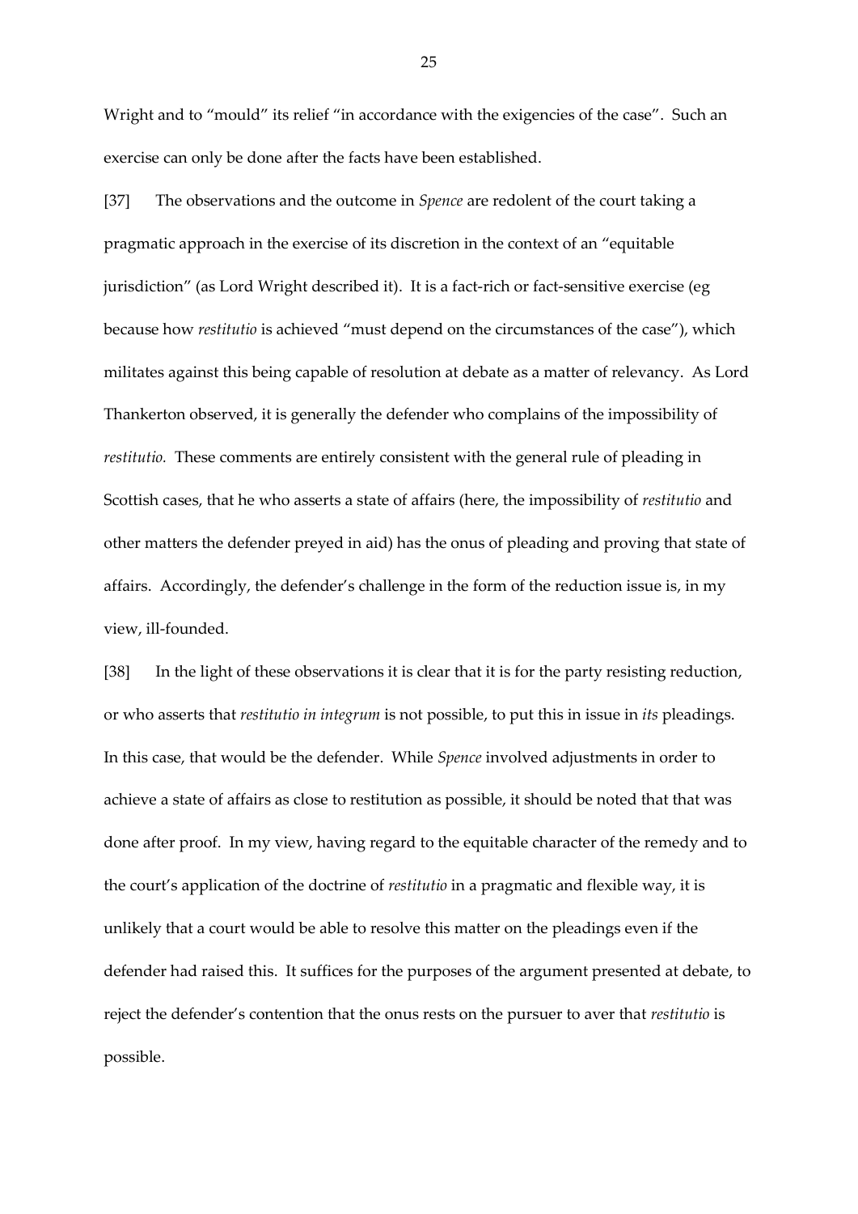Wright and to "mould" its relief "in accordance with the exigencies of the case". Such an exercise can only be done after the facts have been established.

[37] The observations and the outcome in *Spence* are redolent of the court taking a pragmatic approach in the exercise of its discretion in the context of an "equitable jurisdiction" (as Lord Wright described it). It is a fact-rich or fact-sensitive exercise (eg because how *restitutio* is achieved "must depend on the circumstances of the case"), which militates against this being capable of resolution at debate as a matter of relevancy. As Lord Thankerton observed, it is generally the defender who complains of the impossibility of *restitutio.* These comments are entirely consistent with the general rule of pleading in Scottish cases, that he who asserts a state of affairs (here, the impossibility of *restitutio* and other matters the defender preyed in aid) has the onus of pleading and proving that state of affairs. Accordingly, the defender's challenge in the form of the reduction issue is, in my view, ill-founded.

[38] In the light of these observations it is clear that it is for the party resisting reduction, or who asserts that *restitutio in integrum* is not possible, to put this in issue in *its* pleadings. In this case, that would be the defender. While *Spence* involved adjustments in order to achieve a state of affairs as close to restitution as possible, it should be noted that that was done after proof. In my view, having regard to the equitable character of the remedy and to the court's application of the doctrine of *restitutio* in a pragmatic and flexible way, it is unlikely that a court would be able to resolve this matter on the pleadings even if the defender had raised this. It suffices for the purposes of the argument presented at debate, to reject the defender's contention that the onus rests on the pursuer to aver that *restitutio* is possible.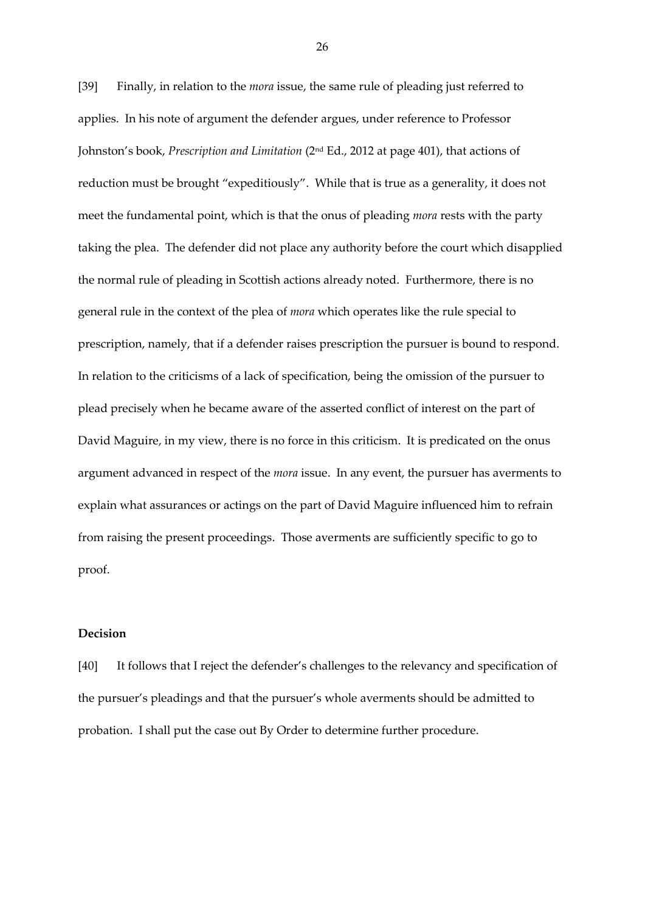[39] Finally, in relation to the *mora* issue, the same rule of pleading just referred to applies. In his note of argument the defender argues, under reference to Professor Johnston's book, *Prescription and Limitation* (2nd Ed., 2012 at page 401), that actions of reduction must be brought "expeditiously". While that is true as a generality, it does not meet the fundamental point, which is that the onus of pleading *mora* rests with the party taking the plea. The defender did not place any authority before the court which disapplied the normal rule of pleading in Scottish actions already noted. Furthermore, there is no general rule in the context of the plea of *mora* which operates like the rule special to prescription, namely, that if a defender raises prescription the pursuer is bound to respond. In relation to the criticisms of a lack of specification, being the omission of the pursuer to plead precisely when he became aware of the asserted conflict of interest on the part of David Maguire, in my view, there is no force in this criticism. It is predicated on the onus argument advanced in respect of the *mora* issue. In any event, the pursuer has averments to explain what assurances or actings on the part of David Maguire influenced him to refrain from raising the present proceedings. Those averments are sufficiently specific to go to proof.

**Decision**

[40] It follows that I reject the defender's challenges to the relevancy and specification of the pursuer's pleadings and that the pursuer's whole averments should be admitted to probation. I shall put the case out By Order to determine further procedure.